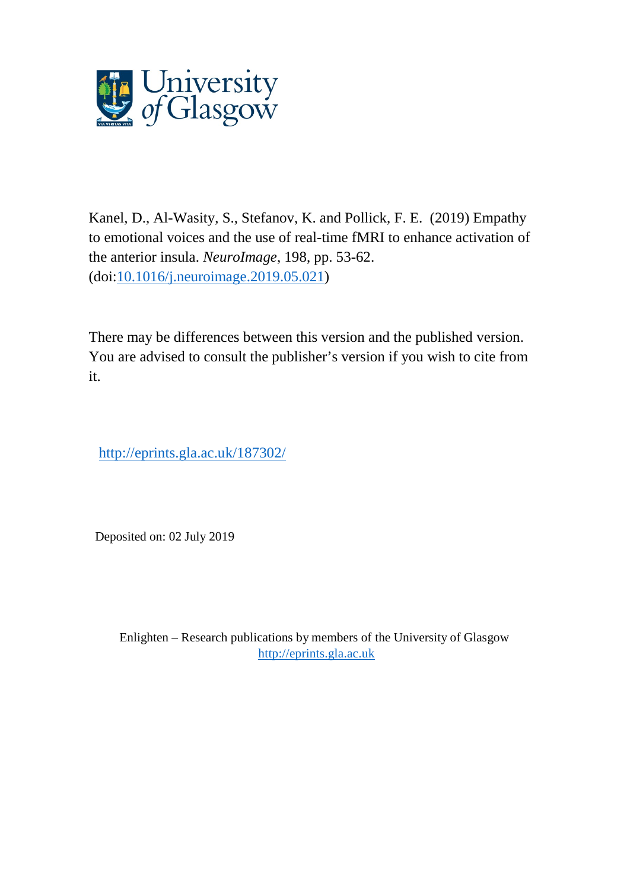Kanel, D., Al-Wasity, S., Stefanov, K. and Pollick, F. E. (2019) Empathy to emotional voices and the use of real-time fMRI to enhance activation of the anterior insula. *NeuroImage*, 198, pp. 53-62. (doi:[10.1016/j.neuroimage.2019.05.021](https://doi.org/10.1016/j.neuroimage.2019.05.021))

There may be differences between this version and the published version. You are advised to consult the publisher's version if you wish to cite from it.

http://eprints.gla.ac.uk/187302/

Deposited on: 02 July 2019

Enlighten – Research publications by members of the University of Glasgow
http://eprints.gla.ac.uk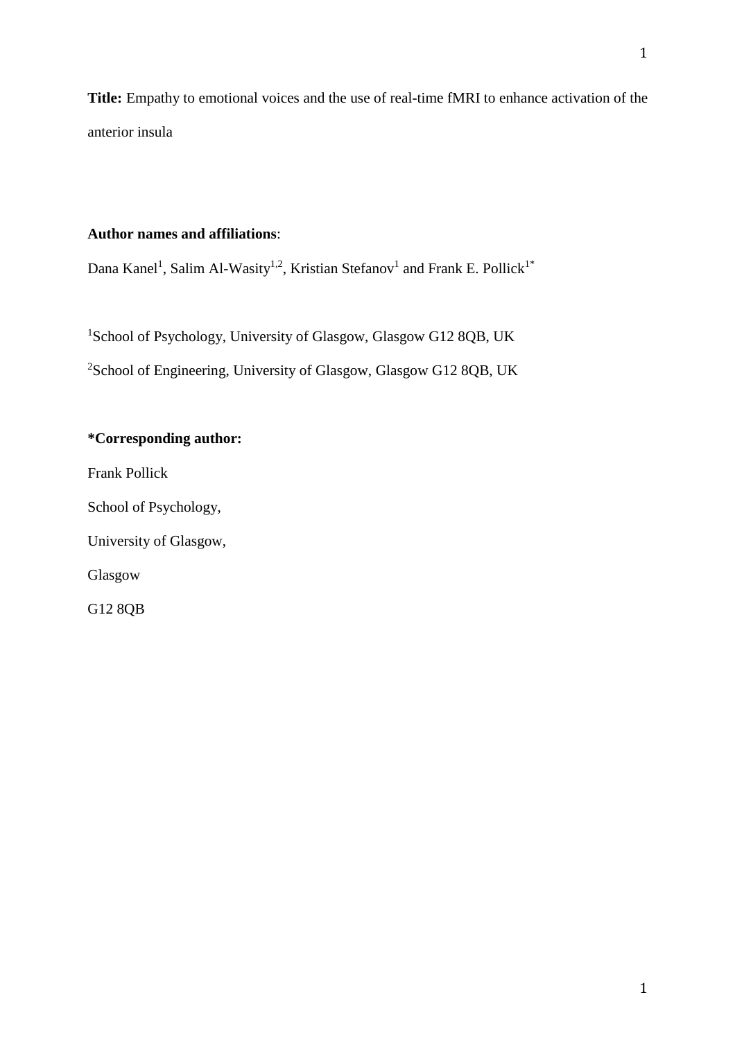**Title:** Empathy to emotional voices and the use of real-time fMRI to enhance activation of the anterior insula

**Author names and affiliations**:

Dana Kanel[1], Salim Al-Wasity[1,2], Kristian Stefanov[1] and Frank E. Pollick[1*]

[1]School of Psychology, University of Glasgow, Glasgow G12 8QB, UK

[2]School of Engineering, University of Glasgow, Glasgow G12 8QB, UK

**\*Corresponding author:**

Frank Pollick

School of Psychology,

University of Glasgow,

Glasgow

G12 8QB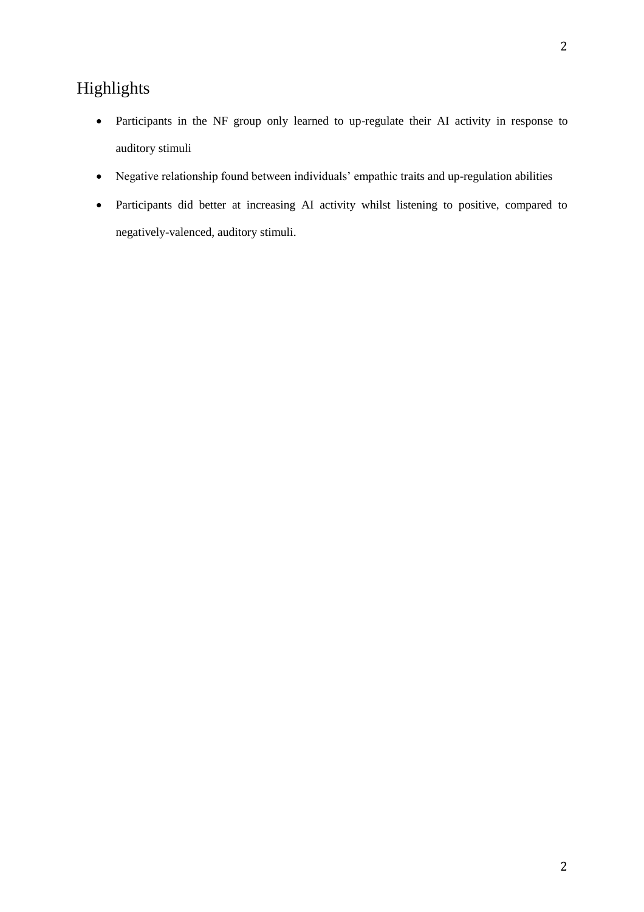# Highlights

- Participants in the NF group only learned to up-regulate their AI activity in response to auditory stimuli
- Negative relationship found between individuals' empathic traits and up-regulation abilities
- Participants did better at increasing AI activity whilst listening to positive, compared to negatively-valenced, auditory stimuli.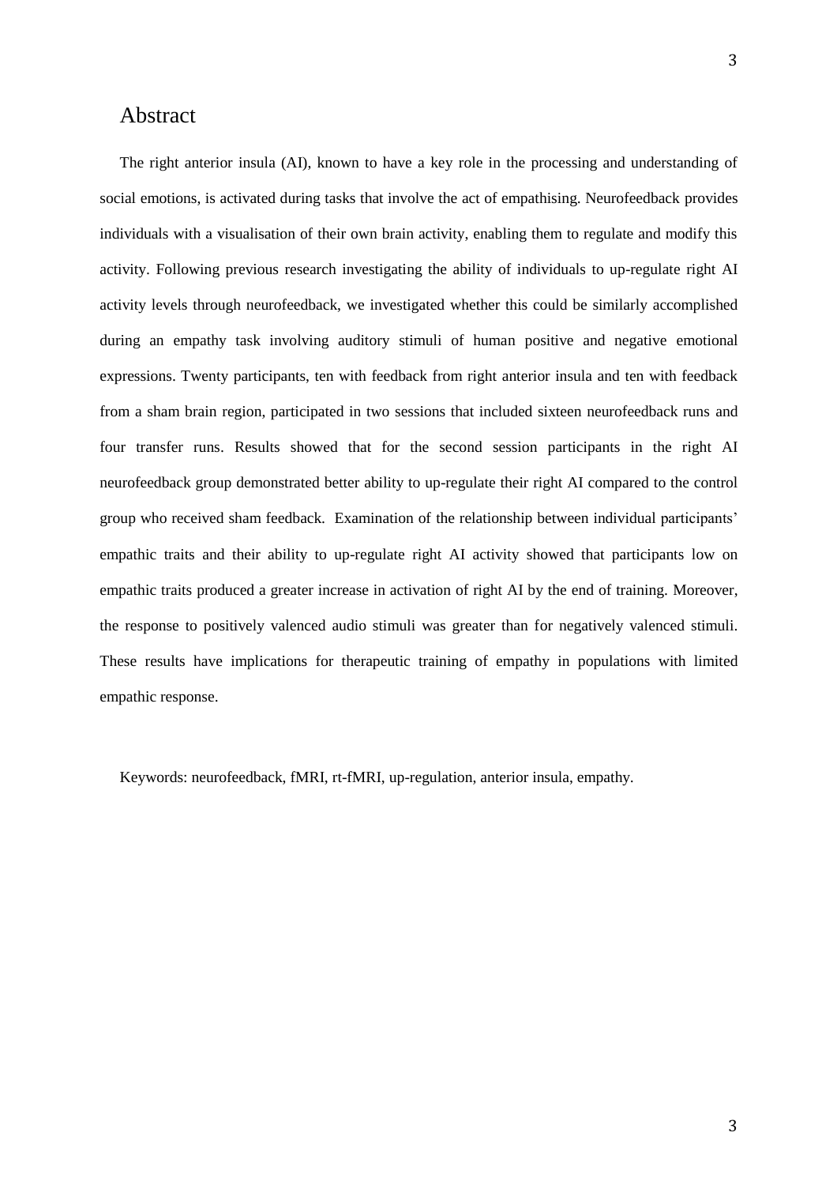# Abstract

The right anterior insula (AI), known to have a key role in the processing and understanding of social emotions, is activated during tasks that involve the act of empathising. Neurofeedback provides individuals with a visualisation of their own brain activity, enabling them to regulate and modify this activity. Following previous research investigating the ability of individuals to up-regulate right AI activity levels through neurofeedback, we investigated whether this could be similarly accomplished during an empathy task involving auditory stimuli of human positive and negative emotional expressions. Twenty participants, ten with feedback from right anterior insula and ten with feedback from a sham brain region, participated in two sessions that included sixteen neurofeedback runs and four transfer runs. Results showed that for the second session participants in the right AI neurofeedback group demonstrated better ability to up-regulate their right AI compared to the control group who received sham feedback. Examination of the relationship between individual participants' empathic traits and their ability to up-regulate right AI activity showed that participants low on empathic traits produced a greater increase in activation of right AI by the end of training. Moreover, the response to positively valenced audio stimuli was greater than for negatively valenced stimuli. These results have implications for therapeutic training of empathy in populations with limited empathic response.

Keywords: neurofeedback, fMRI, rt-fMRI, up-regulation, anterior insula, empathy.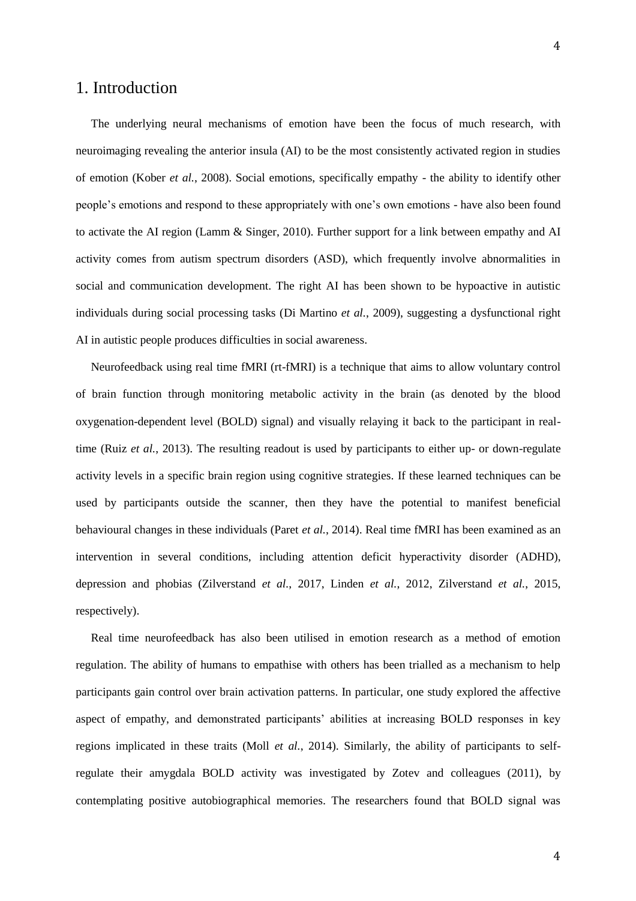# 1. Introduction

The underlying neural mechanisms of emotion have been the focus of much research, with neuroimaging revealing the anterior insula (AI) to be the most consistently activated region in studies of emotion (Kober *et al.*, 2008). Social emotions, specifically empathy - the ability to identify other people's emotions and respond to these appropriately with one's own emotions - have also been found to activate the AI region (Lamm & Singer, 2010). Further support for a link between empathy and AI activity comes from autism spectrum disorders (ASD), which frequently involve abnormalities in social and communication development. The right AI has been shown to be hypoactive in autistic individuals during social processing tasks (Di Martino *et al.*, 2009), suggesting a dysfunctional right AI in autistic people produces difficulties in social awareness.

Neurofeedback using real time fMRI (rt-fMRI) is a technique that aims to allow voluntary control of brain function through monitoring metabolic activity in the brain (as denoted by the blood oxygenation-dependent level (BOLD) signal) and visually relaying it back to the participant in real-time (Ruiz *et al.*, 2013). The resulting readout is used by participants to either up- or down-regulate activity levels in a specific brain region using cognitive strategies. If these learned techniques can be used by participants outside the scanner, then they have the potential to manifest beneficial behavioural changes in these individuals (Paret *et al.*, 2014). Real time fMRI has been examined as an intervention in several conditions, including attention deficit hyperactivity disorder (ADHD), depression and phobias (Zilverstand *et al.*, 2017, Linden *et al.*, 2012, Zilverstand *et al.*, 2015, respectively).

Real time neurofeedback has also been utilised in emotion research as a method of emotion regulation. The ability of humans to empathise with others has been trialled as a mechanism to help participants gain control over brain activation patterns. In particular, one study explored the affective aspect of empathy, and demonstrated participants' abilities at increasing BOLD responses in key regions implicated in these traits (Moll *et al.*, 2014). Similarly, the ability of participants to self-regulate their amygdala BOLD activity was investigated by Zotev and colleagues (2011), by contemplating positive autobiographical memories. The researchers found that BOLD signal was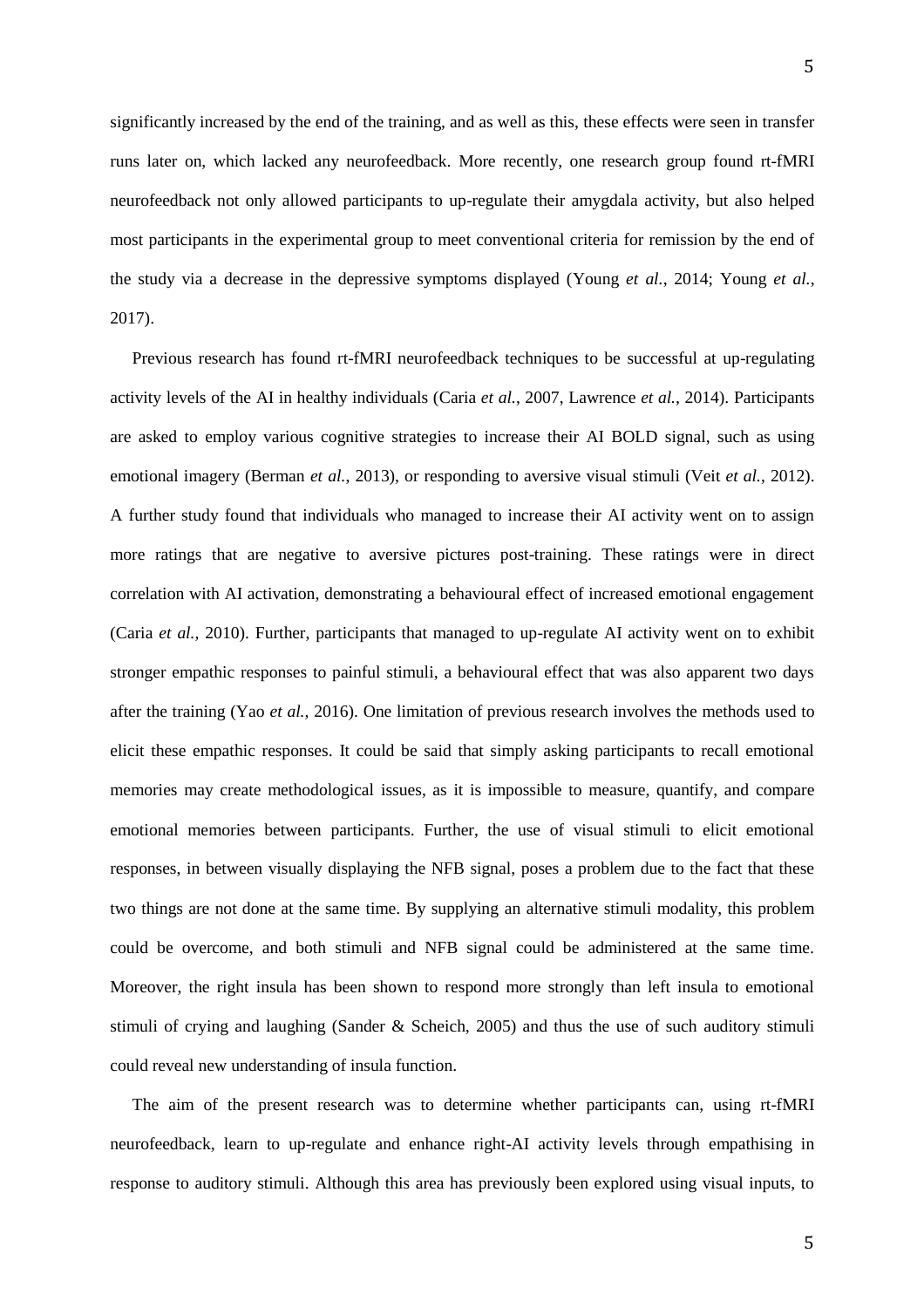significantly increased by the end of the training, and as well as this, these effects were seen in transfer runs later on, which lacked any neurofeedback. More recently, one research group found rt-fMRI neurofeedback not only allowed participants to up-regulate their amygdala activity, but also helped most participants in the experimental group to meet conventional criteria for remission by the end of the study via a decrease in the depressive symptoms displayed (Young *et al.*, 2014; Young *et al.*, 2017).

Previous research has found rt-fMRI neurofeedback techniques to be successful at up-regulating activity levels of the AI in healthy individuals (Caria *et al.*, 2007, Lawrence *et al.*, 2014). Participants are asked to employ various cognitive strategies to increase their AI BOLD signal, such as using emotional imagery (Berman *et al.*, 2013), or responding to aversive visual stimuli (Veit *et al.*, 2012). A further study found that individuals who managed to increase their AI activity went on to assign more ratings that are negative to aversive pictures post-training. These ratings were in direct correlation with AI activation, demonstrating a behavioural effect of increased emotional engagement (Caria *et al.*, 2010). Further, participants that managed to up-regulate AI activity went on to exhibit stronger empathic responses to painful stimuli, a behavioural effect that was also apparent two days after the training (Yao *et al.*, 2016). One limitation of previous research involves the methods used to elicit these empathic responses. It could be said that simply asking participants to recall emotional memories may create methodological issues, as it is impossible to measure, quantify, and compare emotional memories between participants. Further, the use of visual stimuli to elicit emotional responses, in between visually displaying the NFB signal, poses a problem due to the fact that these two things are not done at the same time. By supplying an alternative stimuli modality, this problem could be overcome, and both stimuli and NFB signal could be administered at the same time. Moreover, the right insula has been shown to respond more strongly than left insula to emotional stimuli of crying and laughing (Sander & Scheich, 2005) and thus the use of such auditory stimuli could reveal new understanding of insula function.

The aim of the present research was to determine whether participants can, using rt-fMRI neurofeedback, learn to up-regulate and enhance right-AI activity levels through empathising in response to auditory stimuli. Although this area has previously been explored using visual inputs, to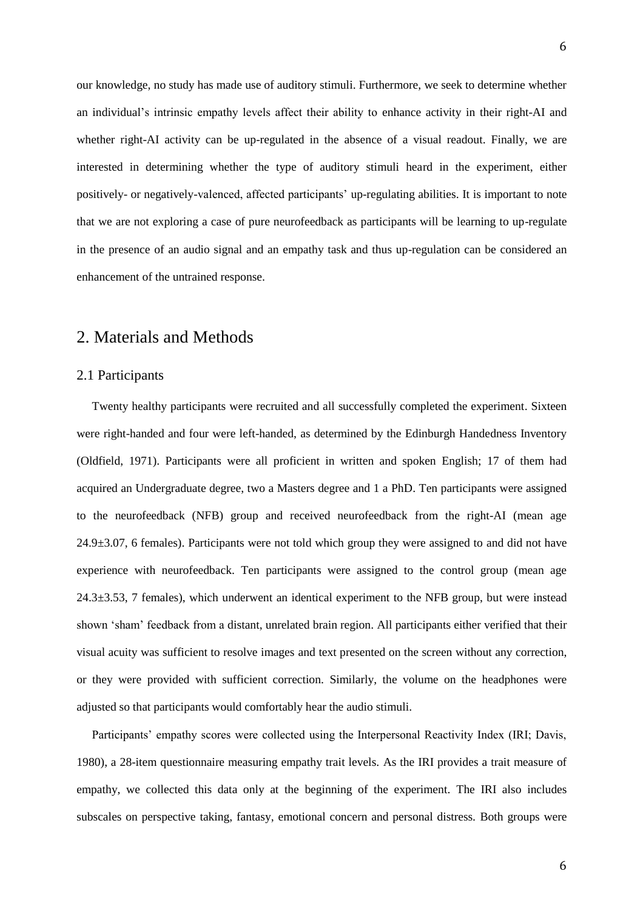our knowledge, no study has made use of auditory stimuli. Furthermore, we seek to determine whether an individual's intrinsic empathy levels affect their ability to enhance activity in their right-AI and whether right-AI activity can be up-regulated in the absence of a visual readout. Finally, we are interested in determining whether the type of auditory stimuli heard in the experiment, either positively- or negatively-valenced, affected participants' up-regulating abilities. It is important to note that we are not exploring a case of pure neurofeedback as participants will be learning to up-regulate in the presence of an audio signal and an empathy task and thus up-regulation can be considered an enhancement of the untrained response.

# 2. Materials and Methods

## 2.1 Participants

Twenty healthy participants were recruited and all successfully completed the experiment. Sixteen were right-handed and four were left-handed, as determined by the Edinburgh Handedness Inventory (Oldfield, 1971). Participants were all proficient in written and spoken English; 17 of them had acquired an Undergraduate degree, two a Masters degree and 1 a PhD. Ten participants were assigned to the neurofeedback (NFB) group and received neurofeedback from the right-AI (mean age $24.9 \pm 3.07$, 6 females). Participants were not told which group they were assigned to and did not have experience with neurofeedback. Ten participants were assigned to the control group (mean age $24.3 \pm 3.53$, 7 females), which underwent an identical experiment to the NFB group, but were instead shown 'sham' feedback from a distant, unrelated brain region. All participants either verified that their visual acuity was sufficient to resolve images and text presented on the screen without any correction, or they were provided with sufficient correction. Similarly, the volume on the headphones were adjusted so that participants would comfortably hear the audio stimuli.

Participants' empathy scores were collected using the Interpersonal Reactivity Index (IRI; Davis, 1980), a 28-item questionnaire measuring empathy trait levels. As the IRI provides a trait measure of empathy, we collected this data only at the beginning of the experiment. The IRI also includes subscales on perspective taking, fantasy, emotional concern and personal distress. Both groups were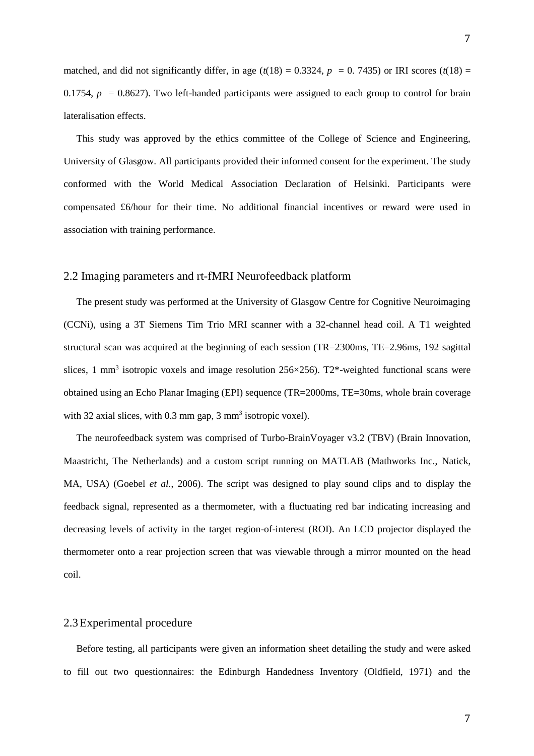matched, and did not significantly differ, in age ($t(18) = 0.3324$, $p = 0.7435$) or IRI scores ($t(18) = 0.1754$, $p = 0.8627$). Two left-handed participants were assigned to each group to control for brain lateralisation effects.

This study was approved by the ethics committee of the College of Science and Engineering, University of Glasgow. All participants provided their informed consent for the experiment. The study conformed with the World Medical Association Declaration of Helsinki. Participants were compensated £6/hour for their time. No additional financial incentives or reward were used in association with training performance.

## 2.2 Imaging parameters and rt-fMRI Neurofeedback platform

The present study was performed at the University of Glasgow Centre for Cognitive Neuroimaging (CCNi), using a 3T Siemens Tim Trio MRI scanner with a 32-channel head coil. A T1 weighted structural scan was acquired at the beginning of each session (TR=2300ms, TE=2.96ms, 192 sagittal slices, 1 $mm^3$ isotropic voxels and image resolution 256×256). T2*-weighted functional scans were obtained using an Echo Planar Imaging (EPI) sequence (TR=2000ms, TE=30ms, whole brain coverage with 32 axial slices, with 0.3 mm gap, 3 $mm^3$ isotropic voxel).

The neurofeedback system was comprised of Turbo-BrainVoyager v3.2 (TBV) (Brain Innovation, Maastricht, The Netherlands) and a custom script running on MATLAB (Mathworks Inc., Natick, MA, USA) (Goebel *et al.*, 2006). The script was designed to play sound clips and to display the feedback signal, represented as a thermometer, with a fluctuating red bar indicating increasing and decreasing levels of activity in the target region-of-interest (ROI). An LCD projector displayed the thermometer onto a rear projection screen that was viewable through a mirror mounted on the head coil.

## 2.3 Experimental procedure

Before testing, all participants were given an information sheet detailing the study and were asked to fill out two questionnaires: the Edinburgh Handedness Inventory (Oldfield, 1971) and the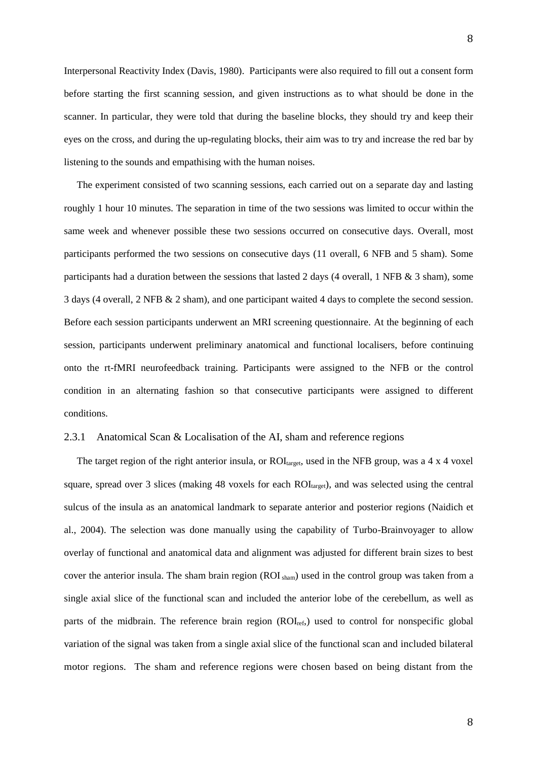Interpersonal Reactivity Index (Davis, 1980). Participants were also required to fill out a consent form before starting the first scanning session, and given instructions as to what should be done in the scanner. In particular, they were told that during the baseline blocks, they should try and keep their eyes on the cross, and during the up-regulating blocks, their aim was to try and increase the red bar by listening to the sounds and empathising with the human noises.

The experiment consisted of two scanning sessions, each carried out on a separate day and lasting roughly 1 hour 10 minutes. The separation in time of the two sessions was limited to occur within the same week and whenever possible these two sessions occurred on consecutive days. Overall, most participants performed the two sessions on consecutive days (11 overall, 6 NFB and 5 sham). Some participants had a duration between the sessions that lasted 2 days (4 overall, 1 NFB & 3 sham), some 3 days (4 overall, 2 NFB & 2 sham), and one participant waited 4 days to complete the second session. Before each session participants underwent an MRI screening questionnaire. At the beginning of each session, participants underwent preliminary anatomical and functional localisers, before continuing onto the rt-fMRI neurofeedback training. Participants were assigned to the NFB or the control condition in an alternating fashion so that consecutive participants were assigned to different conditions.

### 2.3.1 Anatomical Scan & Localisation of the AI, sham and reference regions

The target region of the right anterior insula, or $ROI_{target}$, used in the NFB group, was a 4 x 4 voxel square, spread over 3 slices (making 48 voxels for each $ROI_{target}$), and was selected using the central sulcus of the insula as an anatomical landmark to separate anterior and posterior regions (Naidich et al., 2004). The selection was done manually using the capability of Turbo-Brainvoyager to allow overlay of functional and anatomical data and alignment was adjusted for different brain sizes to best cover the anterior insula. The sham brain region ($ROI_{sham}$) used in the control group was taken from a single axial slice of the functional scan and included the anterior lobe of the cerebellum, as well as parts of the midbrain. The reference brain region ($ROI_{ref}$,) used to control for nonspecific global variation of the signal was taken from a single axial slice of the functional scan and included bilateral motor regions. The sham and reference regions were chosen based on being distant from the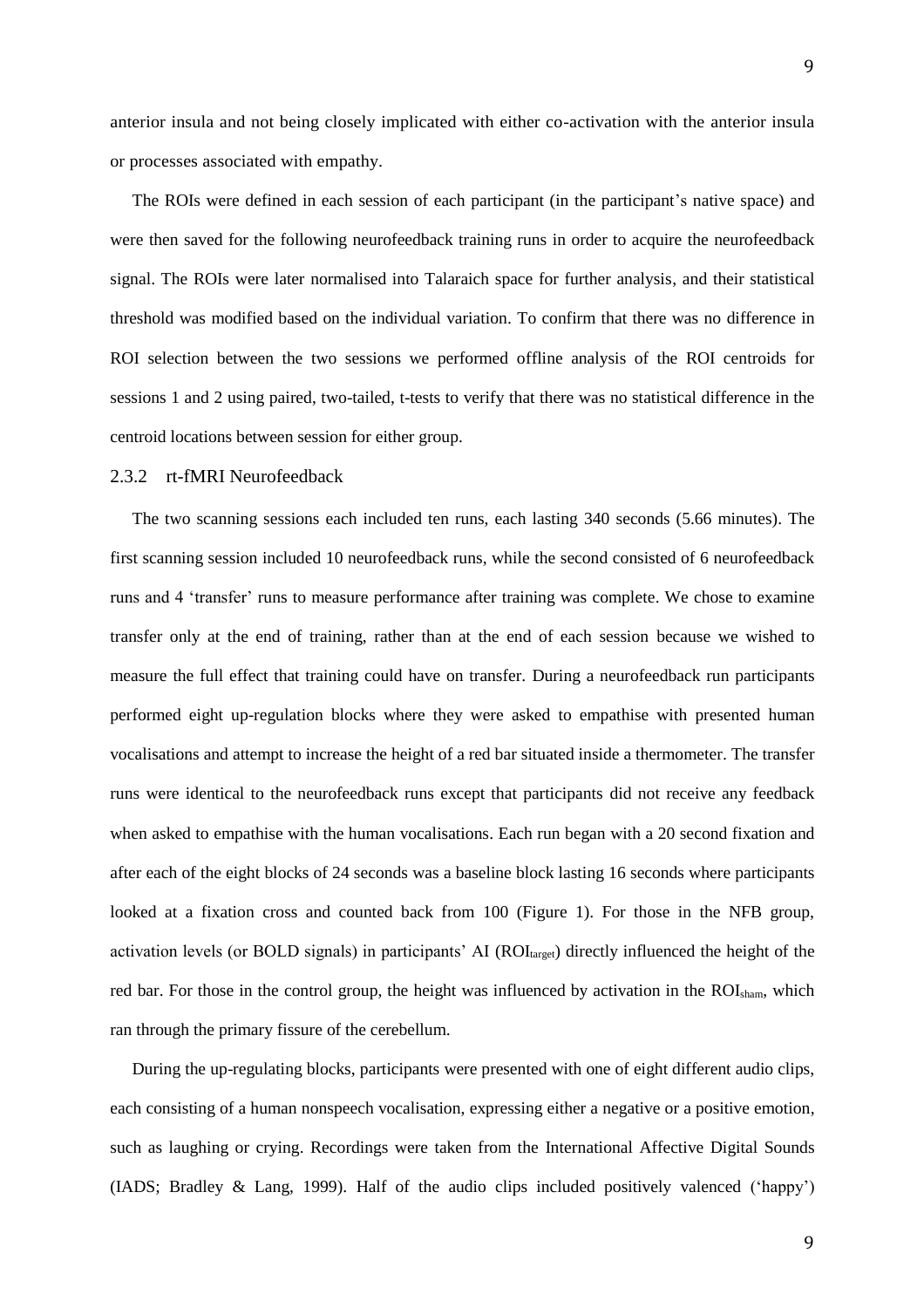anterior insula and not being closely implicated with either co-activation with the anterior insula or processes associated with empathy.

The ROIs were defined in each session of each participant (in the participant's native space) and were then saved for the following neurofeedback training runs in order to acquire the neurofeedback signal. The ROIs were later normalised into Talaraich space for further analysis, and their statistical threshold was modified based on the individual variation. To confirm that there was no difference in ROI selection between the two sessions we performed offline analysis of the ROI centroids for sessions 1 and 2 using paired, two-tailed, t-tests to verify that there was no statistical difference in the centroid locations between session for either group.

### 2.3.2 rt-fMRI Neurofeedback

The two scanning sessions each included ten runs, each lasting 340 seconds (5.66 minutes). The first scanning session included 10 neurofeedback runs, while the second consisted of 6 neurofeedback runs and 4 'transfer' runs to measure performance after training was complete. We chose to examine transfer only at the end of training, rather than at the end of each session because we wished to measure the full effect that training could have on transfer. During a neurofeedback run participants performed eight up-regulation blocks where they were asked to empathise with presented human vocalisations and attempt to increase the height of a red bar situated inside a thermometer. The transfer runs were identical to the neurofeedback runs except that participants did not receive any feedback when asked to empathise with the human vocalisations. Each run began with a 20 second fixation and after each of the eight blocks of 24 seconds was a baseline block lasting 16 seconds where participants looked at a fixation cross and counted back from 100 (Figure 1). For those in the NFB group, activation levels (or BOLD signals) in participants' AI ($ROI_{target}$) directly influenced the height of the red bar. For those in the control group, the height was influenced by activation in the $ROI_{sham}$, which ran through the primary fissure of the cerebellum.

During the up-regulating blocks, participants were presented with one of eight different audio clips, each consisting of a human nonspeech vocalisation, expressing either a negative or a positive emotion, such as laughing or crying. Recordings were taken from the International Affective Digital Sounds (IADS; Bradley & Lang, 1999). Half of the audio clips included positively valenced ('happy')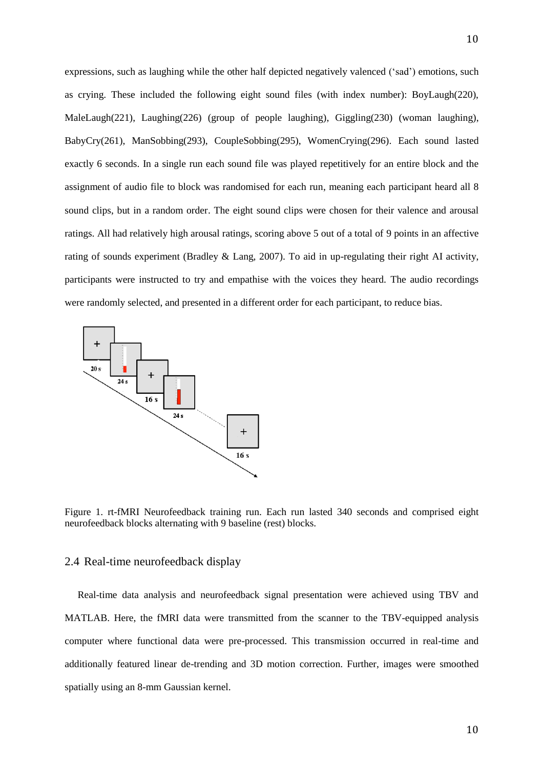expressions, such as laughing while the other half depicted negatively valenced ('sad') emotions, such as crying. These included the following eight sound files (with index number): BoyLaugh(220), MaleLaugh(221), Laughing(226) (group of people laughing), Giggling(230) (woman laughing), BabyCry(261), ManSobbing(293), CoupleSobbing(295), WomenCrying(296). Each sound lasted exactly 6 seconds. In a single run each sound file was played repetitively for an entire block and the assignment of audio file to block was randomised for each run, meaning each participant heard all 8 sound clips, but in a random order. The eight sound clips were chosen for their valence and arousal ratings. All had relatively high arousal ratings, scoring above 5 out of a total of 9 points in an affective rating of sounds experiment (Bradley & Lang, 2007). To aid in up-regulating their right AI activity, participants were instructed to try and empathise with the voices they heard. The audio recordings were randomly selected, and presented in a different order for each participant, to reduce bias.

Figure 1. rt-fMRI Neurofeedback training run. Each run lasted 340 seconds and comprised eight neurofeedback blocks alternating with 9 baseline (rest) blocks.

## 2.4 Real-time neurofeedback display

Real-time data analysis and neurofeedback signal presentation were achieved using TBV and MATLAB. Here, the fMRI data were transmitted from the scanner to the TBV-equipped analysis computer where functional data were pre-processed. This transmission occurred in real-time and additionally featured linear de-trending and 3D motion correction. Further, images were smoothed spatially using an 8-mm Gaussian kernel.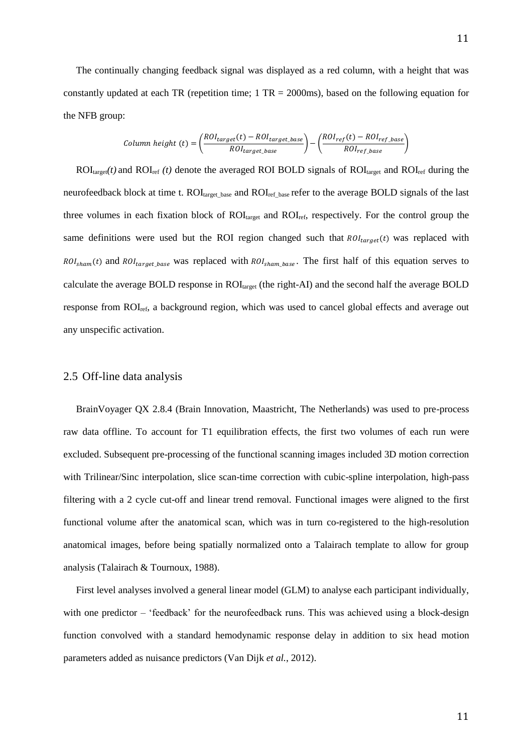The continually changing feedback signal was displayed as a red column, with a height that was constantly updated at each TR (repetition time; 1 TR = 2000ms), based on the following equation for the NFB group:

$$Column\ height\ (t) = \left(\frac{ROI_{target}(t) - ROI_{target\_base}}{ROI_{target\_base}}\right) - \left(\frac{ROI_{ref}(t) - ROI_{ref\_base}}{ROI_{ref\_base}}\right)$$

$ROI_{target}(t)$ and $ROI_{ref}(t)$ denote the averaged ROI BOLD signals of $ROI_{target}$ and $ROI_{ref}$ during the neurofeedback block at time t. $ROI_{target\_base}$ and $ROI_{ref\_base}$ refer to the average BOLD signals of the last three volumes in each fixation block of $ROI_{target}$ and $ROI_{ref}$, respectively. For the control group the same definitions were used but the ROI region changed such that $ROI_{target}(t)$ was replaced with $ROI_{sham}(t)$ and $ROI_{target\_base}$ was replaced with $ROI_{sham\_base}$. The first half of this equation serves to calculate the average BOLD response in $ROI_{target}$ (the right-AI) and the second half the average BOLD response from $ROI_{ref}$, a background region, which was used to cancel global effects and average out any unspecific activation.

## 2.5 Off-line data analysis

BrainVoyager QX 2.8.4 (Brain Innovation, Maastricht, The Netherlands) was used to pre-process raw data offline. To account for T1 equilibration effects, the first two volumes of each run were excluded. Subsequent pre-processing of the functional scanning images included 3D motion correction with Trilinear/Sinc interpolation, slice scan-time correction with cubic-spline interpolation, high-pass filtering with a 2 cycle cut-off and linear trend removal. Functional images were aligned to the first functional volume after the anatomical scan, which was in turn co-registered to the high-resolution anatomical images, before being spatially normalized onto a Talairach template to allow for group analysis (Talairach & Tournoux, 1988).

First level analyses involved a general linear model (GLM) to analyse each participant individually, with one predictor – 'feedback' for the neurofeedback runs. This was achieved using a block-design function convolved with a standard hemodynamic response delay in addition to six head motion parameters added as nuisance predictors (Van Dijk *et al.*, 2012).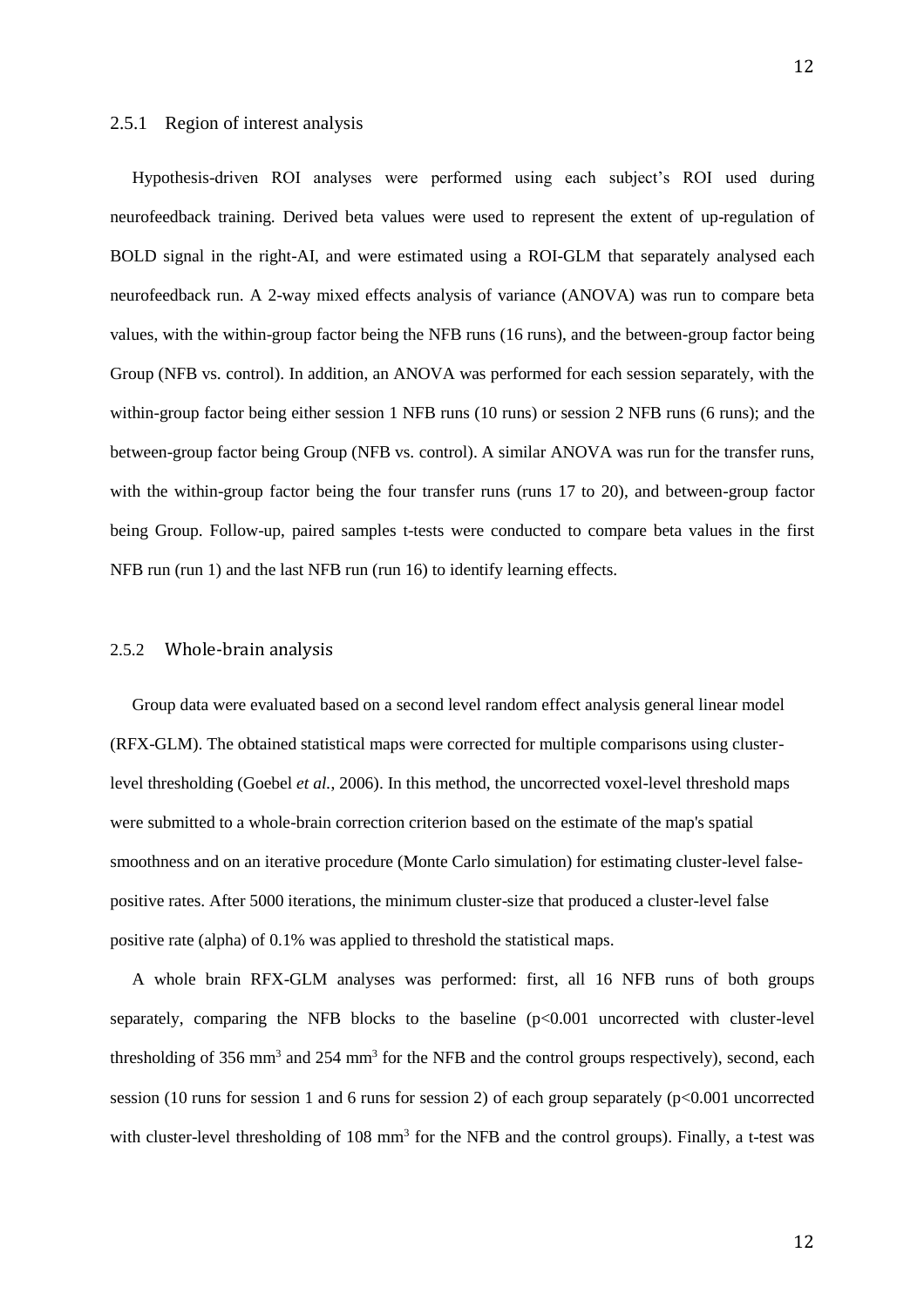### 2.5.1 Region of interest analysis

Hypothesis-driven ROI analyses were performed using each subject's ROI used during neurofeedback training. Derived beta values were used to represent the extent of up-regulation of BOLD signal in the right-AI, and were estimated using a ROI-GLM that separately analysed each neurofeedback run. A 2-way mixed effects analysis of variance (ANOVA) was run to compare beta values, with the within-group factor being the NFB runs (16 runs), and the between-group factor being Group (NFB vs. control). In addition, an ANOVA was performed for each session separately, with the within-group factor being either session 1 NFB runs (10 runs) or session 2 NFB runs (6 runs); and the between-group factor being Group (NFB vs. control). A similar ANOVA was run for the transfer runs, with the within-group factor being the four transfer runs (runs 17 to 20), and between-group factor being Group. Follow-up, paired samples t-tests were conducted to compare beta values in the first NFB run (run 1) and the last NFB run (run 16) to identify learning effects.

### 2.5.2 Whole-brain analysis

Group data were evaluated based on a second level random effect analysis general linear model (RFX-GLM). The obtained statistical maps were corrected for multiple comparisons using cluster-level thresholding (Goebel *et al.*, 2006). In this method, the uncorrected voxel-level threshold maps were submitted to a whole-brain correction criterion based on the estimate of the map's spatial smoothness and on an iterative procedure (Monte Carlo simulation) for estimating cluster-level false-positive rates. After 5000 iterations, the minimum cluster-size that produced a cluster-level false positive rate (alpha) of 0.1% was applied to threshold the statistical maps.

A whole brain RFX-GLM analyses was performed: first, all 16 NFB runs of both groups separately, comparing the NFB blocks to the baseline ($p<0.001$ uncorrected with cluster-level thresholding of 356 $mm^3$ and 254 $mm^3$ for the NFB and the control groups respectively), second, each session (10 runs for session 1 and 6 runs for session 2) of each group separately ($p<0.001$ uncorrected with cluster-level thresholding of 108 $mm^3$ for the NFB and the control groups). Finally, a t-test was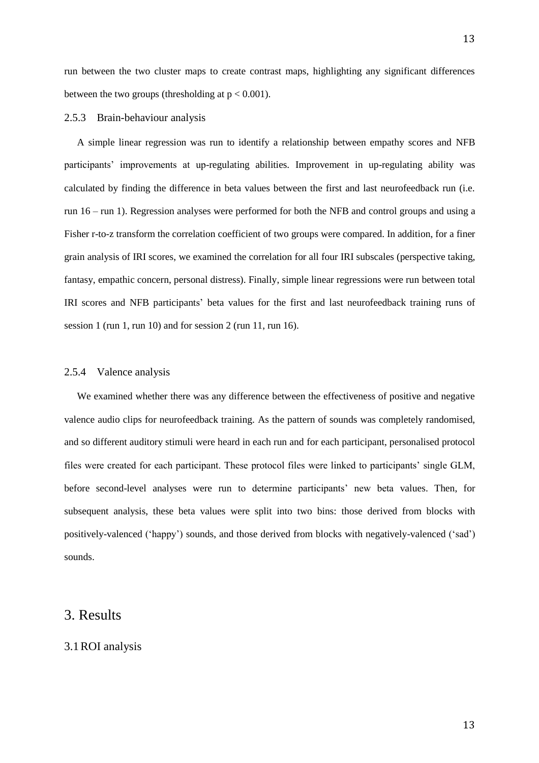run between the two cluster maps to create contrast maps, highlighting any significant differences between the two groups (thresholding at $p < 0.001$).

### 2.5.3 Brain-behaviour analysis

A simple linear regression was run to identify a relationship between empathy scores and NFB participants' improvements at up-regulating abilities. Improvement in up-regulating ability was calculated by finding the difference in beta values between the first and last neurofeedback run (i.e. run 16 – run 1). Regression analyses were performed for both the NFB and control groups and using a Fisher r-to-z transform the correlation coefficient of two groups were compared. In addition, for a finer grain analysis of IRI scores, we examined the correlation for all four IRI subscales (perspective taking, fantasy, empathic concern, personal distress). Finally, simple linear regressions were run between total IRI scores and NFB participants' beta values for the first and last neurofeedback training runs of session 1 (run 1, run 10) and for session 2 (run 11, run 16).

### 2.5.4 Valence analysis

We examined whether there was any difference between the effectiveness of positive and negative valence audio clips for neurofeedback training. As the pattern of sounds was completely randomised, and so different auditory stimuli were heard in each run and for each participant, personalised protocol files were created for each participant. These protocol files were linked to participants' single GLM, before second-level analyses were run to determine participants' new beta values. Then, for subsequent analysis, these beta values were split into two bins: those derived from blocks with positively-valenced ('happy') sounds, and those derived from blocks with negatively-valenced ('sad') sounds.

# 3. Results

## 3.1 ROI analysis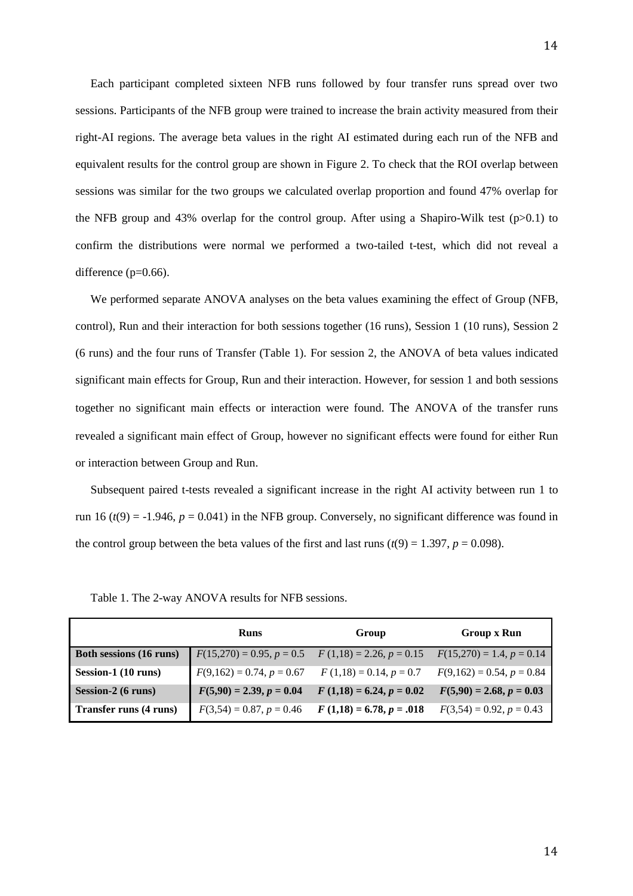Each participant completed sixteen NFB runs followed by four transfer runs spread over two sessions. Participants of the NFB group were trained to increase the brain activity measured from their right-AI regions. The average beta values in the right AI estimated during each run of the NFB and equivalent results for the control group are shown in Figure 2. To check that the ROI overlap between sessions was similar for the two groups we calculated overlap proportion and found 47% overlap for the NFB group and 43% overlap for the control group. After using a Shapiro-Wilk test ($p>0.1$) to confirm the distributions were normal we performed a two-tailed t-test, which did not reveal a difference ($p=0.66$).

We performed separate ANOVA analyses on the beta values examining the effect of Group (NFB, control), Run and their interaction for both sessions together (16 runs), Session 1 (10 runs), Session 2 (6 runs) and the four runs of Transfer (Table 1). For session 2, the ANOVA of beta values indicated significant main effects for Group, Run and their interaction. However, for session 1 and both sessions together no significant main effects or interaction were found. The ANOVA of the transfer runs revealed a significant main effect of Group, however no significant effects were found for either Run or interaction between Group and Run.

Subsequent paired t-tests revealed a significant increase in the right AI activity between run 1 to run 16 ($t(9) = -1.946$, $p = 0.041$) in the NFB group. Conversely, no significant difference was found in the control group between the beta values of the first and last runs ($t(9) = 1.397$, $p = 0.098$).

Table 1. The 2-way ANOVA results for NFB sessions.

| | **Runs** | **Group** | **Group x Run** |
|---|---|---|---|
| **Both sessions (16 runs)** | $F(15,270) = 0.95$, $p = 0.5$ | $F(1,18) = 2.26$, $p = 0.15$ | $F(15,270) = 1.4$, $p = 0.14$ |
| **Session-1 (10 runs)** | $F(9,162) = 0.74$, $p = 0.67$ | $F(1,18) = 0.14$, $p = 0.7$ | $F(9,162) = 0.54$, $p = 0.84$ |
| **Session-2 (6 runs)** | $\mathbf{F(5,90) = 2.39, p = 0.04}$ | $\mathbf{F(1,18) = 6.24, p = 0.02}$ | $\mathbf{F(5,90) = 2.68, p = 0.03}$ |
| **Transfer runs (4 runs)** | $F(3,54) = 0.87$, $p = 0.46$ | $\mathbf{F(1,18) = 6.78, p = .018}$ | $F(3,54) = 0.92$, $p = 0.43$ |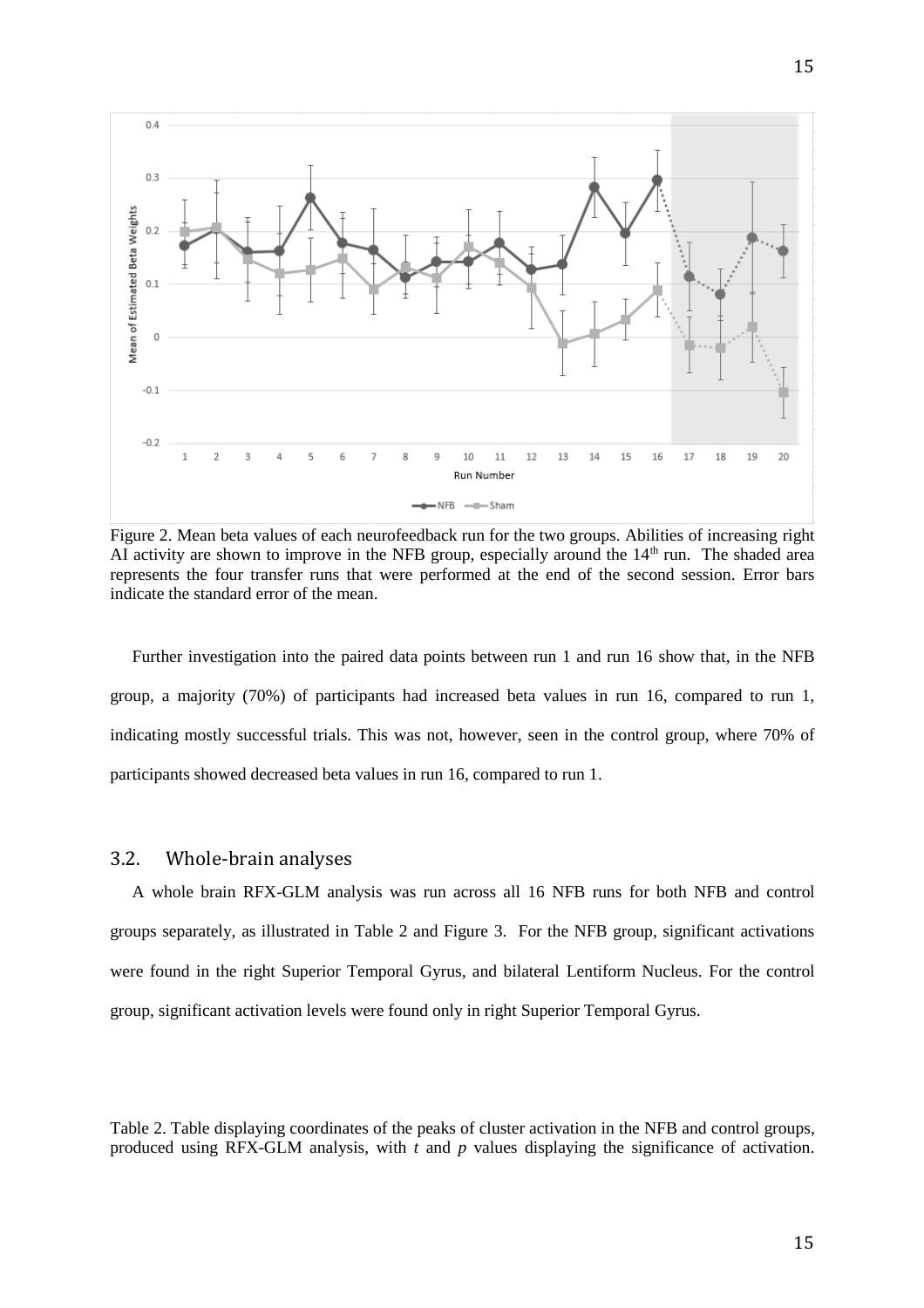Figure 2. Mean beta values of each neurofeedback run for the two groups. Abilities of increasing right AI activity are shown to improve in the NFB group, especially around the 14[th] run. The shaded area represents the four transfer runs that were performed at the end of the second session. Error bars indicate the standard error of the mean.

Further investigation into the paired data points between run 1 and run 16 show that, in the NFB group, a majority (70%) of participants had increased beta values in run 16, compared to run 1, indicating mostly successful trials. This was not, however, seen in the control group, where 70% of participants showed decreased beta values in run 16, compared to run 1.

## 3.2. Whole-brain analyses

A whole brain RFX-GLM analysis was run across all 16 NFB runs for both NFB and control groups separately, as illustrated in Table 2 and Figure 3. For the NFB group, significant activations were found in the right Superior Temporal Gyrus, and bilateral Lentiform Nucleus. For the control group, significant activation levels were found only in right Superior Temporal Gyrus.

Table 2. Table displaying coordinates of the peaks of cluster activation in the NFB and control groups, produced using RFX-GLM analysis, with *t* and *p* values displaying the significance of activation.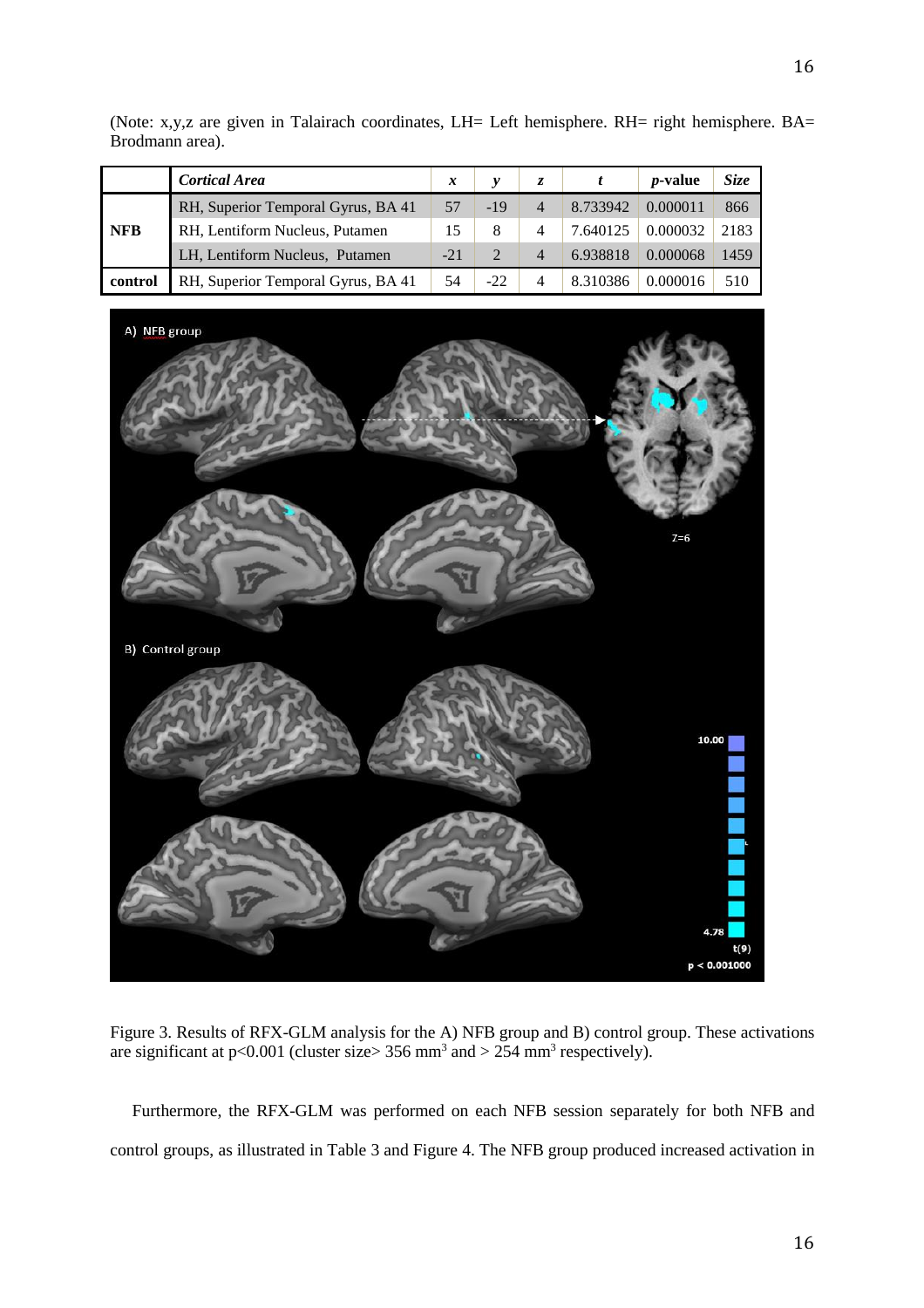(Note: x,y,z are given in Talairach coordinates, LH= Left hemisphere. RH= right hemisphere. BA= Brodmann area).

| | *Cortical Area* | *x* | *y* | *z* | *t* | *p*-value | *Size* |
|---|---|---|---|---|---|---|---|
| **NFB** | RH, Superior Temporal Gyrus, BA 41 | 57 | -19 | 4 | 8.733942 | 0.000011 | 866 |
| | RH, Lentiform Nucleus, Putamen | 15 | 8 | 4 | 7.640125 | 0.000032 | 2183 |
| | LH, Lentiform Nucleus, Putamen | -21 | 2 | 4 | 6.938818 | 0.000068 | 1459 |
| **control** | RH, Superior Temporal Gyrus, BA 41 | 54 | -22 | 4 | 8.310386 | 0.000016 | 510 |

Figure 3. Results of RFX-GLM analysis for the A) NFB group and B) control group. These activations are significant at p<0.001 (cluster size> 356 mm$^3$ and > 254 mm$^3$ respectively).

Furthermore, the RFX-GLM was performed on each NFB session separately for both NFB and control groups, as illustrated in Table 3 and Figure 4. The NFB group produced increased activation in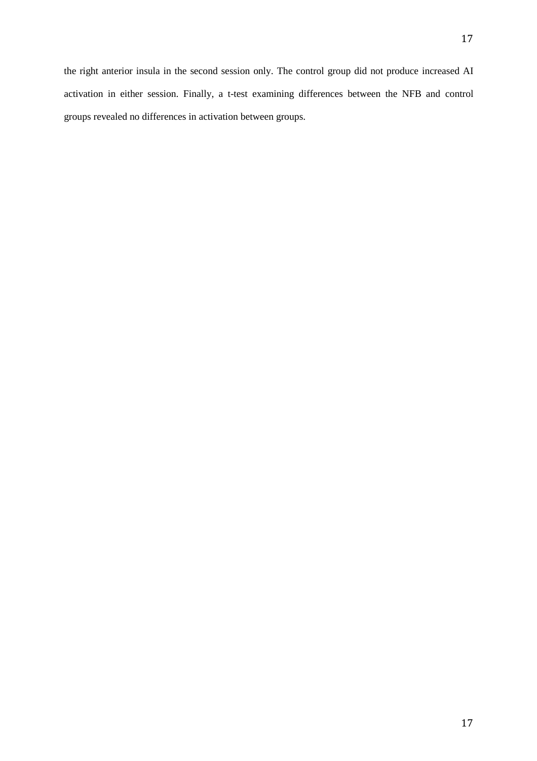the right anterior insula in the second session only. The control group did not produce increased AI activation in either session. Finally, a t-test examining differences between the NFB and control groups revealed no differences in activation between groups.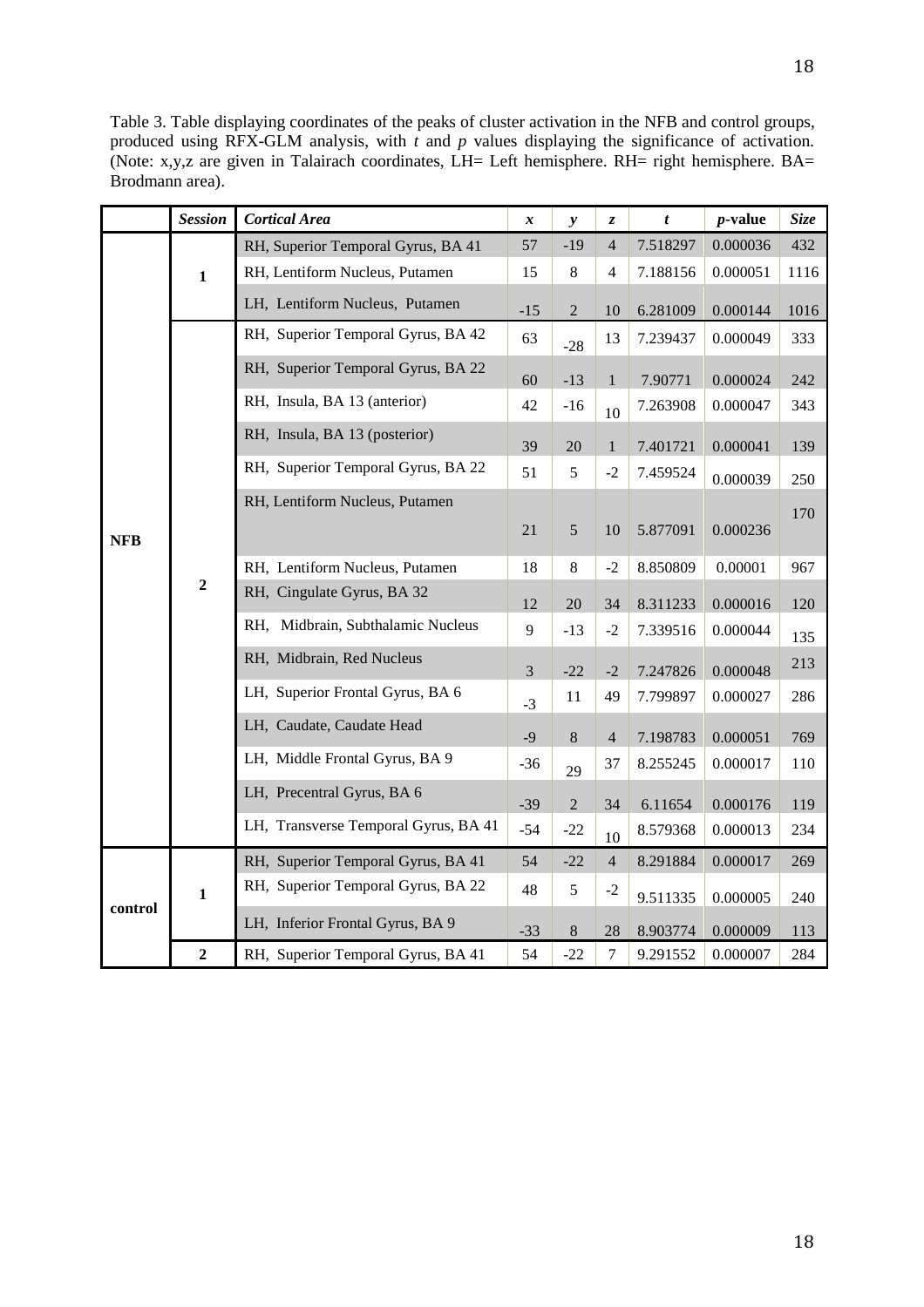Table 3. Table displaying coordinates of the peaks of cluster activation in the NFB and control groups, produced using RFX-GLM analysis, with *t* and *p* values displaying the significance of activation. (Note: x,y,z are given in Talairach coordinates, LH= Left hemisphere. RH= right hemisphere. BA= Brodmann area).

| | ***Session*** | ***Cortical Area*** | ***x*** | ***y*** | ***z*** | ***t*** | ***p*-value** | ***Size*** |
|---|---|---|---|---|---|---|---|---|
| **NFB** | **1** | RH, Superior Temporal Gyrus, BA 41 | 57 | -19 | 4 | 7.518297 | 0.000036 | 432 |
| | | RH, Lentiform Nucleus, Putamen | 15 | 8 | 4 | 7.188156 | 0.000051 | 1116 |
| | | LH, Lentiform Nucleus, Putamen | -15 | 2 | 10 | 6.281009 | 0.000144 | 1016 |
| | **2** | RH, Superior Temporal Gyrus, BA 42 | 63 | -28 | 13 | 7.239437 | 0.000049 | 333 |
| | | RH, Superior Temporal Gyrus, BA 22 | 60 | -13 | 1 | 7.90771 | 0.000024 | 242 |
| | | RH, Insula, BA 13 (anterior) | 42 | -16 | 10 | 7.263908 | 0.000047 | 343 |
| | | RH, Insula, BA 13 (posterior) | 39 | 20 | 1 | 7.401721 | 0.000041 | 139 |
| | | RH, Superior Temporal Gyrus, BA 22 | 51 | 5 | -2 | 7.459524 | 0.000039 | 250 |
| | | RH, Lentiform Nucleus, Putamen | 21 | 5 | 10 | 5.877091 | 0.000236 | 170 |
| | | RH, Lentiform Nucleus, Putamen | 18 | 8 | -2 | 8.850809 | 0.00001 | 967 |
| | | RH, Cingulate Gyrus, BA 32 | 12 | 20 | 34 | 8.311233 | 0.000016 | 120 |
| | | RH, Midbrain, Subthalamic Nucleus | 9 | -13 | -2 | 7.339516 | 0.000044 | 135 |
| | | RH, Midbrain, Red Nucleus | 3 | -22 | -2 | 7.247826 | 0.000048 | 213 |
| | | LH, Superior Frontal Gyrus, BA 6 | -3 | 11 | 49 | 7.799897 | 0.000027 | 286 |
| | | LH, Caudate, Caudate Head | -9 | 8 | 4 | 7.198783 | 0.000051 | 769 |
| | | LH, Middle Frontal Gyrus, BA 9 | -36 | 29 | 37 | 8.255245 | 0.000017 | 110 |
| | | LH, Precentral Gyrus, BA 6 | -39 | 2 | 34 | 6.11654 | 0.000176 | 119 |
| | | LH, Transverse Temporal Gyrus, BA 41 | -54 | -22 | 10 | 8.579368 | 0.000013 | 234 |
| **control** | **1** | RH, Superior Temporal Gyrus, BA 41 | 54 | -22 | 4 | 8.291884 | 0.000017 | 269 |
| | | RH, Superior Temporal Gyrus, BA 22 | 48 | 5 | -2 | 9.511335 | 0.000005 | 240 |
| | | LH, Inferior Frontal Gyrus, BA 9 | -33 | 8 | 28 | 8.903774 | 0.000009 | 113 |
| | **2** | RH, Superior Temporal Gyrus, BA 41 | 54 | -22 | 7 | 9.291552 | 0.000007 | 284 |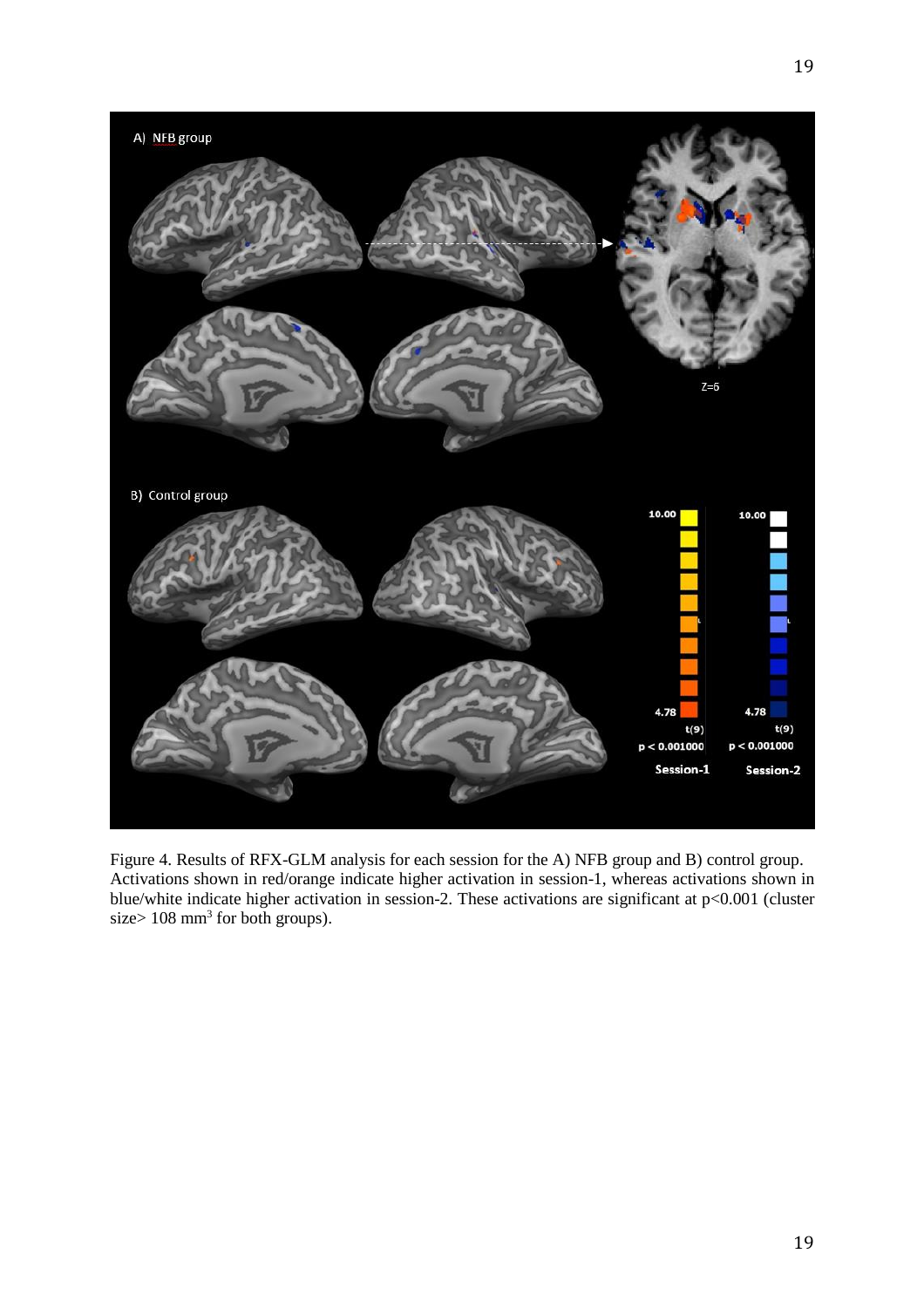Figure 4. Results of RFX-GLM analysis for each session for the A) NFB group and B) control group. Activations shown in red/orange indicate higher activation in session-1, whereas activations shown in blue/white indicate higher activation in session-2. These activations are significant at $p<0.001$ (cluster size> 108 $mm^3$ for both groups).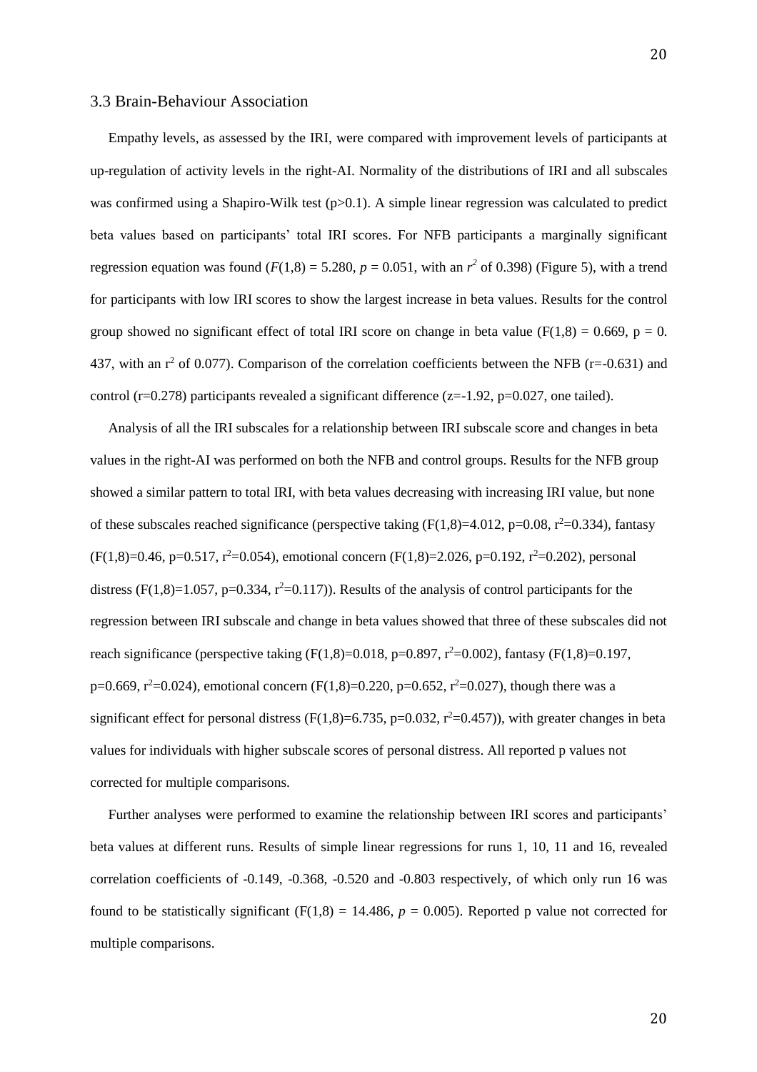### 3.3 Brain-Behaviour Association

Empathy levels, as assessed by the IRI, were compared with improvement levels of participants at up-regulation of activity levels in the right-AI. Normality of the distributions of IRI and all subscales was confirmed using a Shapiro-Wilk test ($p>0.1$). A simple linear regression was calculated to predict beta values based on participants' total IRI scores. For NFB participants a marginally significant regression equation was found ($F(1,8) = 5.280$, $p = 0.051$, with an $r^2$ of 0.398) (Figure 5), with a trend for participants with low IRI scores to show the largest increase in beta values. Results for the control group showed no significant effect of total IRI score on change in beta value ($F(1,8) = 0.669$, $p = 0.437$, with an $r^2$ of 0.077). Comparison of the correlation coefficients between the NFB ($r=-0.631$) and control ($r=0.278$) participants revealed a significant difference ($z=-1.92$, $p=0.027$, one tailed).

Analysis of all the IRI subscales for a relationship between IRI subscale score and changes in beta values in the right-AI was performed on both the NFB and control groups. Results for the NFB group showed a similar pattern to total IRI, with beta values decreasing with increasing IRI value, but none of these subscales reached significance (perspective taking ($F(1,8)=4.012$, $p=0.08$, $r^2=0.334$), fantasy ($F(1,8)=0.46$, $p=0.517$, $r^2=0.054$), emotional concern ($F(1,8)=2.026$, $p=0.192$, $r^2=0.202$), personal distress ($F(1,8)=1.057$, $p=0.334$, $r^2=0.117$)). Results of the analysis of control participants for the regression between IRI subscale and change in beta values showed that three of these subscales did not reach significance (perspective taking ($F(1,8)=0.018$, $p=0.897$, $r^2=0.002$), fantasy ($F(1,8)=0.197$, $p=0.669$, $r^2=0.024$), emotional concern ($F(1,8)=0.220$, $p=0.652$, $r^2=0.027$), though there was a significant effect for personal distress ($F(1,8)=6.735$, $p=0.032$, $r^2=0.457$)), with greater changes in beta values for individuals with higher subscale scores of personal distress. All reported p values not corrected for multiple comparisons.

Further analyses were performed to examine the relationship between IRI scores and participants' beta values at different runs. Results of simple linear regressions for runs 1, 10, 11 and 16, revealed correlation coefficients of -0.149, -0.368, -0.520 and -0.803 respectively, of which only run 16 was found to be statistically significant ($F(1,8) = 14.486$, $p = 0.005$). Reported p value not corrected for multiple comparisons.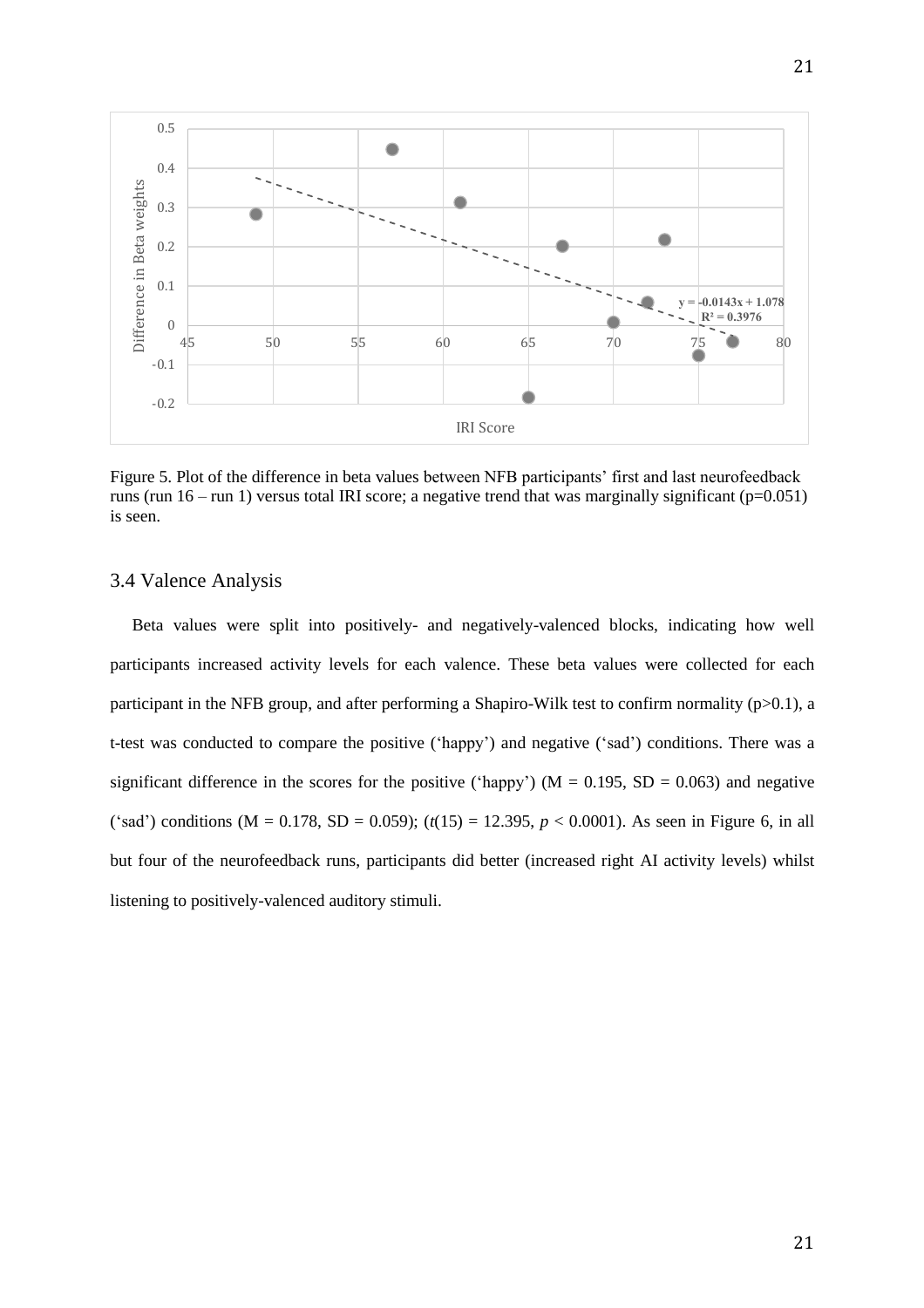Figure 5. Plot of the difference in beta values between NFB participants' first and last neurofeedback runs (run 16 – run 1) versus total IRI score; a negative trend that was marginally significant (p=0.051) is seen.

## 3.4 Valence Analysis

Beta values were split into positively- and negatively-valenced blocks, indicating how well participants increased activity levels for each valence. These beta values were collected for each participant in the NFB group, and after performing a Shapiro-Wilk test to confirm normality (p>0.1), a t-test was conducted to compare the positive ('happy') and negative ('sad') conditions. There was a significant difference in the scores for the positive ('happy') (M = 0.195, SD = 0.063) and negative ('sad') conditions (M = 0.178, SD = 0.059); ($t(15) = 12.395$, $p < 0.0001$). As seen in Figure 6, in all but four of the neurofeedback runs, participants did better (increased right AI activity levels) whilst listening to positively-valenced auditory stimuli.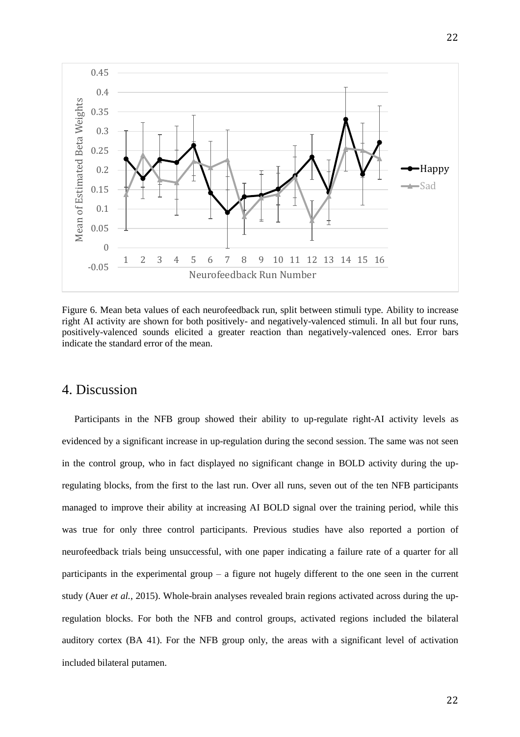Figure 6. Mean beta values of each neurofeedback run, split between stimuli type. Ability to increase right AI activity are shown for both positively- and negatively-valenced stimuli. In all but four runs, positively-valenced sounds elicited a greater reaction than negatively-valenced ones. Error bars indicate the standard error of the mean.

# 4. Discussion

Participants in the NFB group showed their ability to up-regulate right-AI activity levels as evidenced by a significant increase in up-regulation during the second session. The same was not seen in the control group, who in fact displayed no significant change in BOLD activity during the up-regulating blocks, from the first to the last run. Over all runs, seven out of the ten NFB participants managed to improve their ability at increasing AI BOLD signal over the training period, while this was true for only three control participants. Previous studies have also reported a portion of neurofeedback trials being unsuccessful, with one paper indicating a failure rate of a quarter for all participants in the experimental group – a figure not hugely different to the one seen in the current study (Auer *et al.*, 2015). Whole-brain analyses revealed brain regions activated across during the up-regulation blocks. For both the NFB and control groups, activated regions included the bilateral auditory cortex (BA 41). For the NFB group only, the areas with a significant level of activation included bilateral putamen.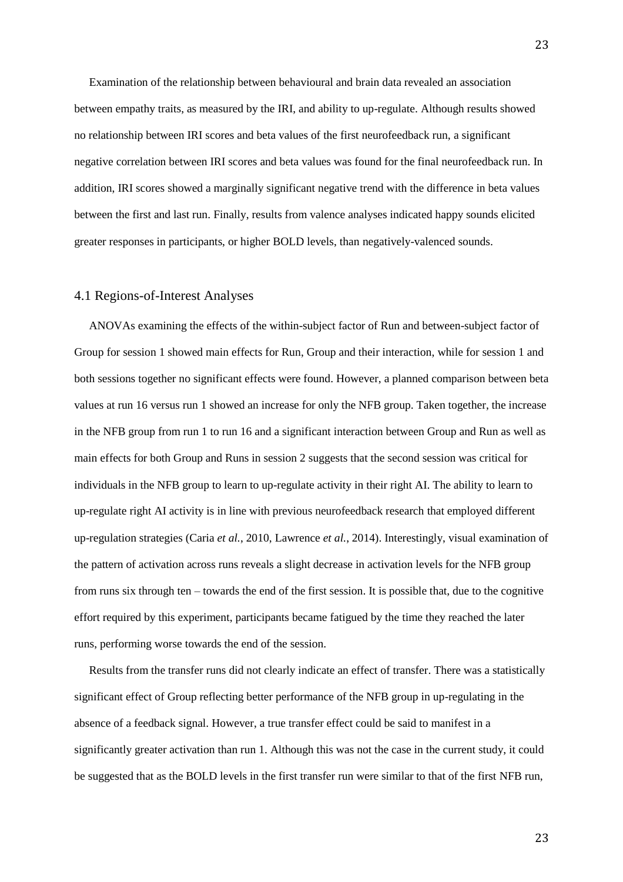Examination of the relationship between behavioural and brain data revealed an association between empathy traits, as measured by the IRI, and ability to up-regulate. Although results showed no relationship between IRI scores and beta values of the first neurofeedback run, a significant negative correlation between IRI scores and beta values was found for the final neurofeedback run. In addition, IRI scores showed a marginally significant negative trend with the difference in beta values between the first and last run. Finally, results from valence analyses indicated happy sounds elicited greater responses in participants, or higher BOLD levels, than negatively-valenced sounds.

## 4.1 Regions-of-Interest Analyses

ANOVAs examining the effects of the within-subject factor of Run and between-subject factor of Group for session 1 showed main effects for Run, Group and their interaction, while for session 1 and both sessions together no significant effects were found. However, a planned comparison between beta values at run 16 versus run 1 showed an increase for only the NFB group. Taken together, the increase in the NFB group from run 1 to run 16 and a significant interaction between Group and Run as well as main effects for both Group and Runs in session 2 suggests that the second session was critical for individuals in the NFB group to learn to up-regulate activity in their right AI. The ability to learn to up-regulate right AI activity is in line with previous neurofeedback research that employed different up-regulation strategies (Caria *et al.*, 2010, Lawrence *et al.*, 2014). Interestingly, visual examination of the pattern of activation across runs reveals a slight decrease in activation levels for the NFB group from runs six through ten – towards the end of the first session. It is possible that, due to the cognitive effort required by this experiment, participants became fatigued by the time they reached the later runs, performing worse towards the end of the session.

Results from the transfer runs did not clearly indicate an effect of transfer. There was a statistically significant effect of Group reflecting better performance of the NFB group in up-regulating in the absence of a feedback signal. However, a true transfer effect could be said to manifest in a significantly greater activation than run 1. Although this was not the case in the current study, it could be suggested that as the BOLD levels in the first transfer run were similar to that of the first NFB run,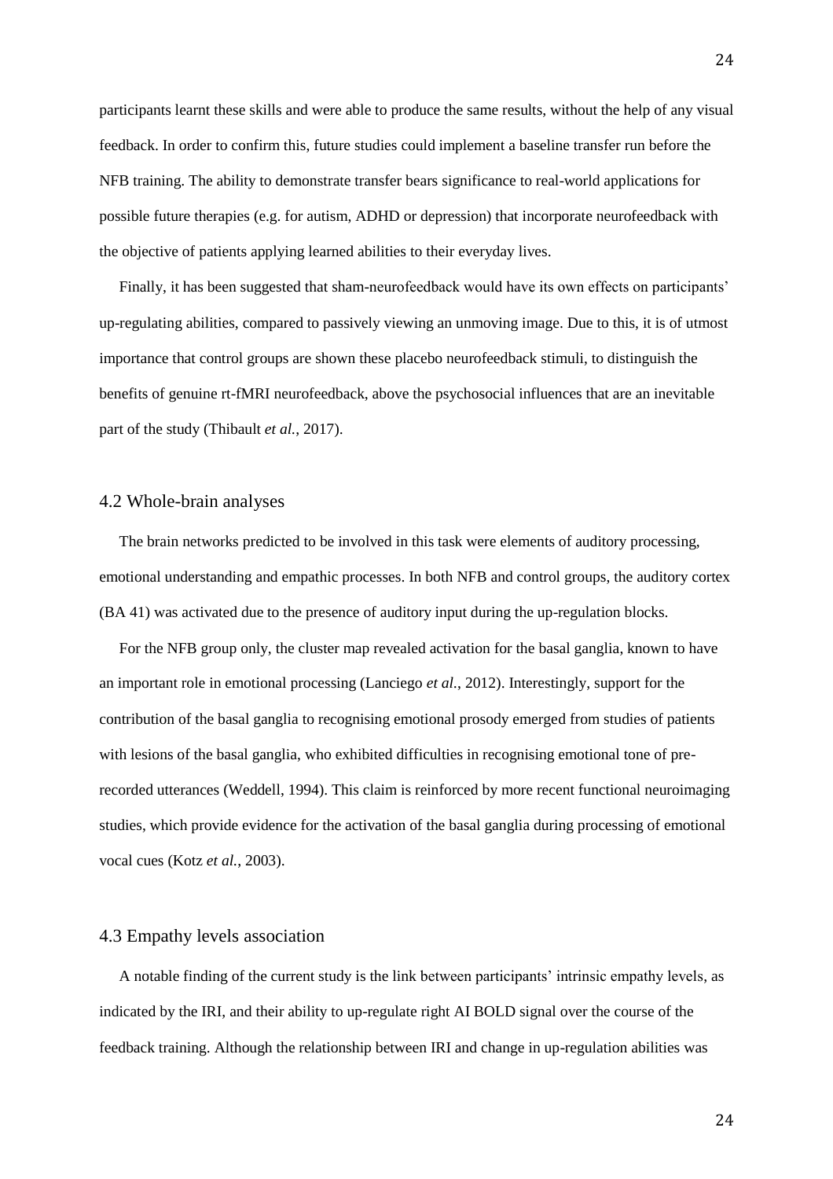participants learnt these skills and were able to produce the same results, without the help of any visual feedback. In order to confirm this, future studies could implement a baseline transfer run before the NFB training. The ability to demonstrate transfer bears significance to real-world applications for possible future therapies (e.g. for autism, ADHD or depression) that incorporate neurofeedback with the objective of patients applying learned abilities to their everyday lives.

Finally, it has been suggested that sham-neurofeedback would have its own effects on participants' up-regulating abilities, compared to passively viewing an unmoving image. Due to this, it is of utmost importance that control groups are shown these placebo neurofeedback stimuli, to distinguish the benefits of genuine rt-fMRI neurofeedback, above the psychosocial influences that are an inevitable part of the study (Thibault *et al.*, 2017).

## 4.2 Whole-brain analyses

The brain networks predicted to be involved in this task were elements of auditory processing, emotional understanding and empathic processes. In both NFB and control groups, the auditory cortex (BA 41) was activated due to the presence of auditory input during the up-regulation blocks.

For the NFB group only, the cluster map revealed activation for the basal ganglia, known to have an important role in emotional processing (Lanciego *et al.*, 2012). Interestingly, support for the contribution of the basal ganglia to recognising emotional prosody emerged from studies of patients with lesions of the basal ganglia, who exhibited difficulties in recognising emotional tone of pre-recorded utterances (Weddell, 1994). This claim is reinforced by more recent functional neuroimaging studies, which provide evidence for the activation of the basal ganglia during processing of emotional vocal cues (Kotz *et al.*, 2003).

## 4.3 Empathy levels association

A notable finding of the current study is the link between participants' intrinsic empathy levels, as indicated by the IRI, and their ability to up-regulate right AI BOLD signal over the course of the feedback training. Although the relationship between IRI and change in up-regulation abilities was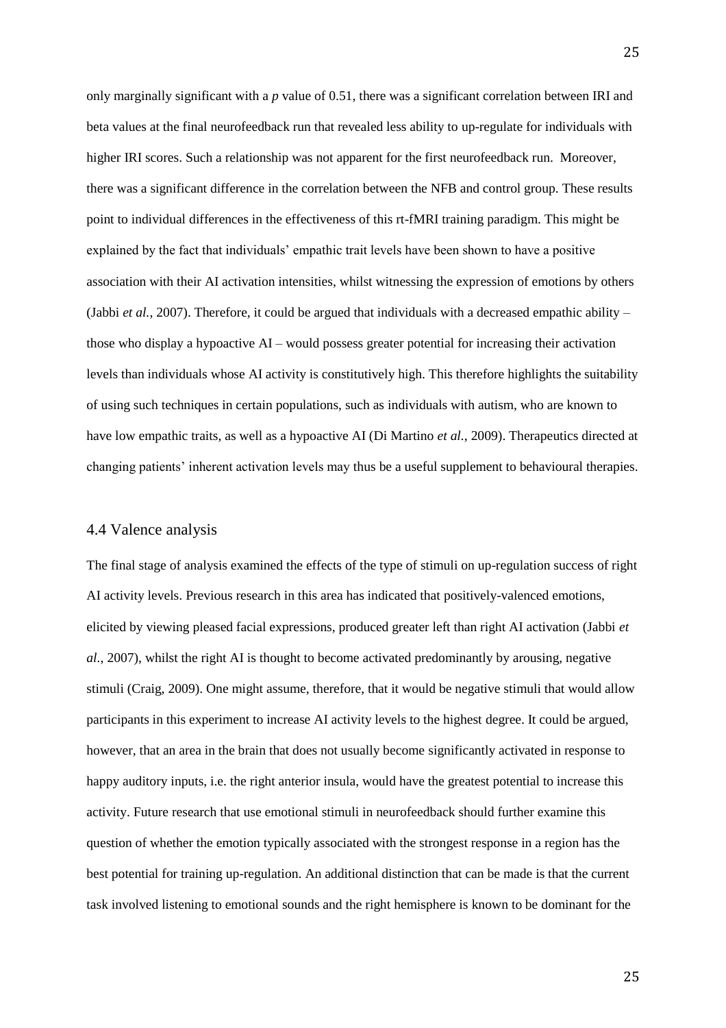only marginally significant with a *p* value of 0.51, there was a significant correlation between IRI and beta values at the final neurofeedback run that revealed less ability to up-regulate for individuals with higher IRI scores. Such a relationship was not apparent for the first neurofeedback run. Moreover, there was a significant difference in the correlation between the NFB and control group. These results point to individual differences in the effectiveness of this rt-fMRI training paradigm. This might be explained by the fact that individuals' empathic trait levels have been shown to have a positive association with their AI activation intensities, whilst witnessing the expression of emotions by others (Jabbi *et al.*, 2007). Therefore, it could be argued that individuals with a decreased empathic ability – those who display a hypoactive AI – would possess greater potential for increasing their activation levels than individuals whose AI activity is constitutively high. This therefore highlights the suitability of using such techniques in certain populations, such as individuals with autism, who are known to have low empathic traits, as well as a hypoactive AI (Di Martino *et al.*, 2009). Therapeutics directed at changing patients' inherent activation levels may thus be a useful supplement to behavioural therapies.

## 4.4 Valence analysis

The final stage of analysis examined the effects of the type of stimuli on up-regulation success of right AI activity levels. Previous research in this area has indicated that positively-valenced emotions, elicited by viewing pleased facial expressions, produced greater left than right AI activation (Jabbi *et al.*, 2007), whilst the right AI is thought to become activated predominantly by arousing, negative stimuli (Craig, 2009). One might assume, therefore, that it would be negative stimuli that would allow participants in this experiment to increase AI activity levels to the highest degree. It could be argued, however, that an area in the brain that does not usually become significantly activated in response to happy auditory inputs, i.e. the right anterior insula, would have the greatest potential to increase this activity. Future research that use emotional stimuli in neurofeedback should further examine this question of whether the emotion typically associated with the strongest response in a region has the best potential for training up-regulation. An additional distinction that can be made is that the current task involved listening to emotional sounds and the right hemisphere is known to be dominant for the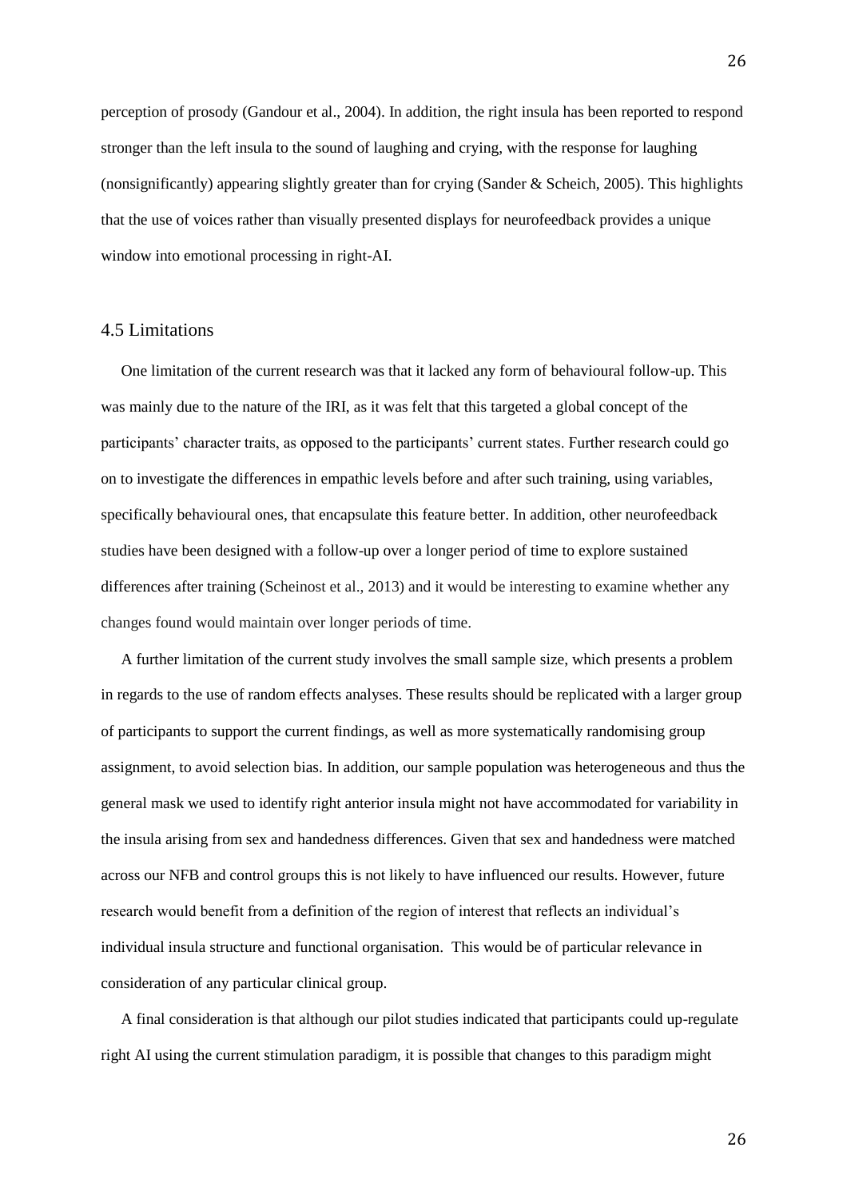perception of prosody (Gandour et al., 2004). In addition, the right insula has been reported to respond stronger than the left insula to the sound of laughing and crying, with the response for laughing (nonsignificantly) appearing slightly greater than for crying (Sander & Scheich, 2005). This highlights that the use of voices rather than visually presented displays for neurofeedback provides a unique window into emotional processing in right-AI.

## 4.5 Limitations

One limitation of the current research was that it lacked any form of behavioural follow-up. This was mainly due to the nature of the IRI, as it was felt that this targeted a global concept of the participants' character traits, as opposed to the participants' current states. Further research could go on to investigate the differences in empathic levels before and after such training, using variables, specifically behavioural ones, that encapsulate this feature better. In addition, other neurofeedback studies have been designed with a follow-up over a longer period of time to explore sustained differences after training (Scheinost et al., 2013) and it would be interesting to examine whether any changes found would maintain over longer periods of time.

A further limitation of the current study involves the small sample size, which presents a problem in regards to the use of random effects analyses. These results should be replicated with a larger group of participants to support the current findings, as well as more systematically randomising group assignment, to avoid selection bias. In addition, our sample population was heterogeneous and thus the general mask we used to identify right anterior insula might not have accommodated for variability in the insula arising from sex and handedness differences. Given that sex and handedness were matched across our NFB and control groups this is not likely to have influenced our results. However, future research would benefit from a definition of the region of interest that reflects an individual's individual insula structure and functional organisation. This would be of particular relevance in consideration of any particular clinical group.

A final consideration is that although our pilot studies indicated that participants could up-regulate right AI using the current stimulation paradigm, it is possible that changes to this paradigm might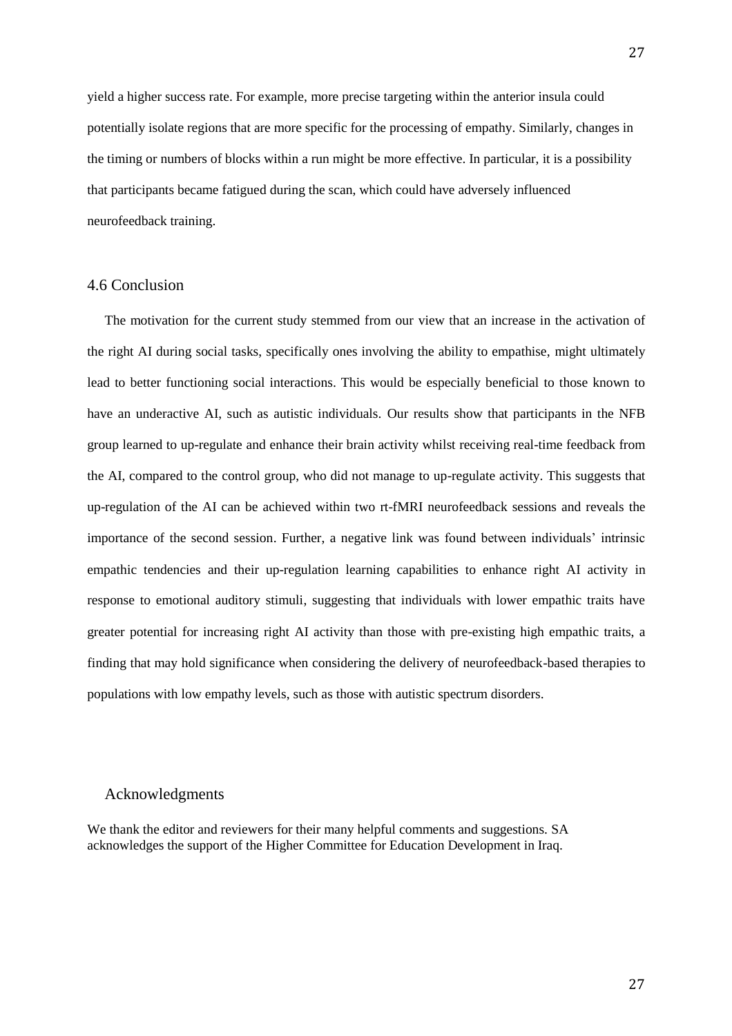yield a higher success rate. For example, more precise targeting within the anterior insula could potentially isolate regions that are more specific for the processing of empathy. Similarly, changes in the timing or numbers of blocks within a run might be more effective. In particular, it is a possibility that participants became fatigued during the scan, which could have adversely influenced neurofeedback training.

## 4.6 Conclusion

The motivation for the current study stemmed from our view that an increase in the activation of the right AI during social tasks, specifically ones involving the ability to empathise, might ultimately lead to better functioning social interactions. This would be especially beneficial to those known to have an underactive AI, such as autistic individuals. Our results show that participants in the NFB group learned to up-regulate and enhance their brain activity whilst receiving real-time feedback from the AI, compared to the control group, who did not manage to up-regulate activity. This suggests that up-regulation of the AI can be achieved within two rt-fMRI neurofeedback sessions and reveals the importance of the second session. Further, a negative link was found between individuals' intrinsic empathic tendencies and their up-regulation learning capabilities to enhance right AI activity in response to emotional auditory stimuli, suggesting that individuals with lower empathic traits have greater potential for increasing right AI activity than those with pre-existing high empathic traits, a finding that may hold significance when considering the delivery of neurofeedback-based therapies to populations with low empathy levels, such as those with autistic spectrum disorders.

## Acknowledgments

We thank the editor and reviewers for their many helpful comments and suggestions. SA acknowledges the support of the Higher Committee for Education Development in Iraq.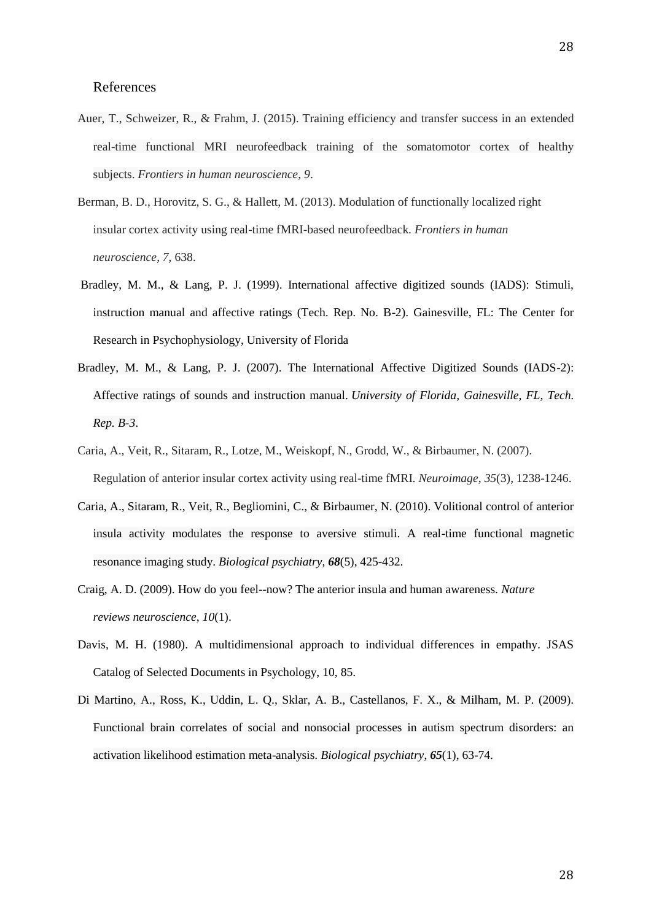# References

Auer, T., Schweizer, R., & Frahm, J. (2015). Training efficiency and transfer success in an extended real-time functional MRI neurofeedback training of the somatomotor cortex of healthy subjects. *Frontiers in human neuroscience*, *9*.

Berman, B. D., Horovitz, S. G., & Hallett, M. (2013). Modulation of functionally localized right insular cortex activity using real-time fMRI-based neurofeedback. *Frontiers in human neuroscience*, *7*, 638.

Bradley, M. M., & Lang, P. J. (1999). International affective digitized sounds (IADS): Stimuli, instruction manual and affective ratings (Tech. Rep. No. B-2). Gainesville, FL: The Center for Research in Psychophysiology, University of Florida

Bradley, M. M., & Lang, P. J. (2007). The International Affective Digitized Sounds (IADS-2): Affective ratings of sounds and instruction manual. *University of Florida, Gainesville, FL, Tech. Rep. B-3*.

Caria, A., Veit, R., Sitaram, R., Lotze, M., Weiskopf, N., Grodd, W., & Birbaumer, N. (2007). Regulation of anterior insular cortex activity using real-time fMRI. *Neuroimage*, *35*(3), 1238-1246.

Caria, A., Sitaram, R., Veit, R., Begliomini, C., & Birbaumer, N. (2010). Volitional control of anterior insula activity modulates the response to aversive stimuli. A real-time functional magnetic resonance imaging study. *Biological psychiatry*, ***68***(5), 425-432.

Craig, A. D. (2009). How do you feel--now? The anterior insula and human awareness. *Nature reviews neuroscience*, *10*(1).

Davis, M. H. (1980). A multidimensional approach to individual differences in empathy. JSAS Catalog of Selected Documents in Psychology, 10, 85.

Di Martino, A., Ross, K., Uddin, L. Q., Sklar, A. B., Castellanos, F. X., & Milham, M. P. (2009). Functional brain correlates of social and nonsocial processes in autism spectrum disorders: an activation likelihood estimation meta-analysis. *Biological psychiatry*, ***65***(1), 63-74.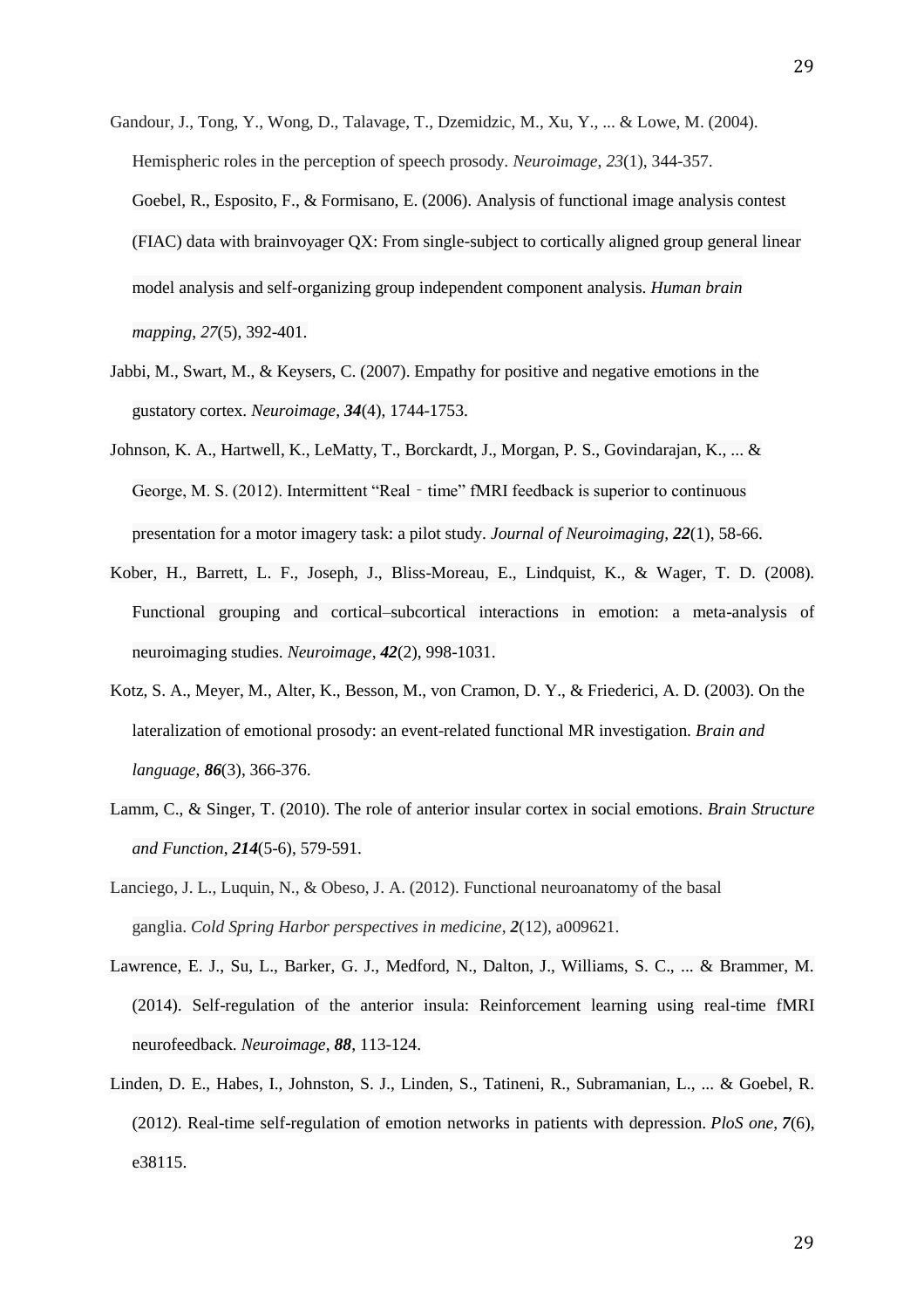Gandour, J., Tong, Y., Wong, D., Talavage, T., Dzemidzic, M., Xu, Y., ... & Lowe, M. (2004). Hemispheric roles in the perception of speech prosody. *Neuroimage*, *23*(1), 344-357.

Goebel, R., Esposito, F., & Formisano, E. (2006). Analysis of functional image analysis contest (FIAC) data with brainvoyager QX: From single-subject to cortically aligned group general linear model analysis and self-organizing group independent component analysis. *Human brain mapping*, *27*(5), 392-401.

Jabbi, M., Swart, M., & Keysers, C. (2007). Empathy for positive and negative emotions in the gustatory cortex. *Neuroimage*, ***34***(4), 1744-1753.

Johnson, K. A., Hartwell, K., LeMatty, T., Borckardt, J., Morgan, P. S., Govindarajan, K., ... & George, M. S. (2012). Intermittent "Real‐time" fMRI feedback is superior to continuous presentation for a motor imagery task: a pilot study. *Journal of Neuroimaging*, ***22***(1), 58-66.

Kober, H., Barrett, L. F., Joseph, J., Bliss-Moreau, E., Lindquist, K., & Wager, T. D. (2008). Functional grouping and cortical–subcortical interactions in emotion: a meta-analysis of neuroimaging studies. *Neuroimage*, ***42***(2), 998-1031.

Kotz, S. A., Meyer, M., Alter, K., Besson, M., von Cramon, D. Y., & Friederici, A. D. (2003). On the lateralization of emotional prosody: an event-related functional MR investigation. *Brain and language*, ***86***(3), 366-376.

Lamm, C., & Singer, T. (2010). The role of anterior insular cortex in social emotions. *Brain Structure and Function*, ***214***(5-6), 579-591.

Lanciego, J. L., Luquin, N., & Obeso, J. A. (2012). Functional neuroanatomy of the basal ganglia. *Cold Spring Harbor perspectives in medicine*, ***2***(12), a009621.

Lawrence, E. J., Su, L., Barker, G. J., Medford, N., Dalton, J., Williams, S. C., ... & Brammer, M. (2014). Self-regulation of the anterior insula: Reinforcement learning using real-time fMRI neurofeedback. *Neuroimage*, ***88***, 113-124.

Linden, D. E., Habes, I., Johnston, S. J., Linden, S., Tatineni, R., Subramanian, L., ... & Goebel, R. (2012). Real-time self-regulation of emotion networks in patients with depression. *PloS one*, ***7***(6), e38115.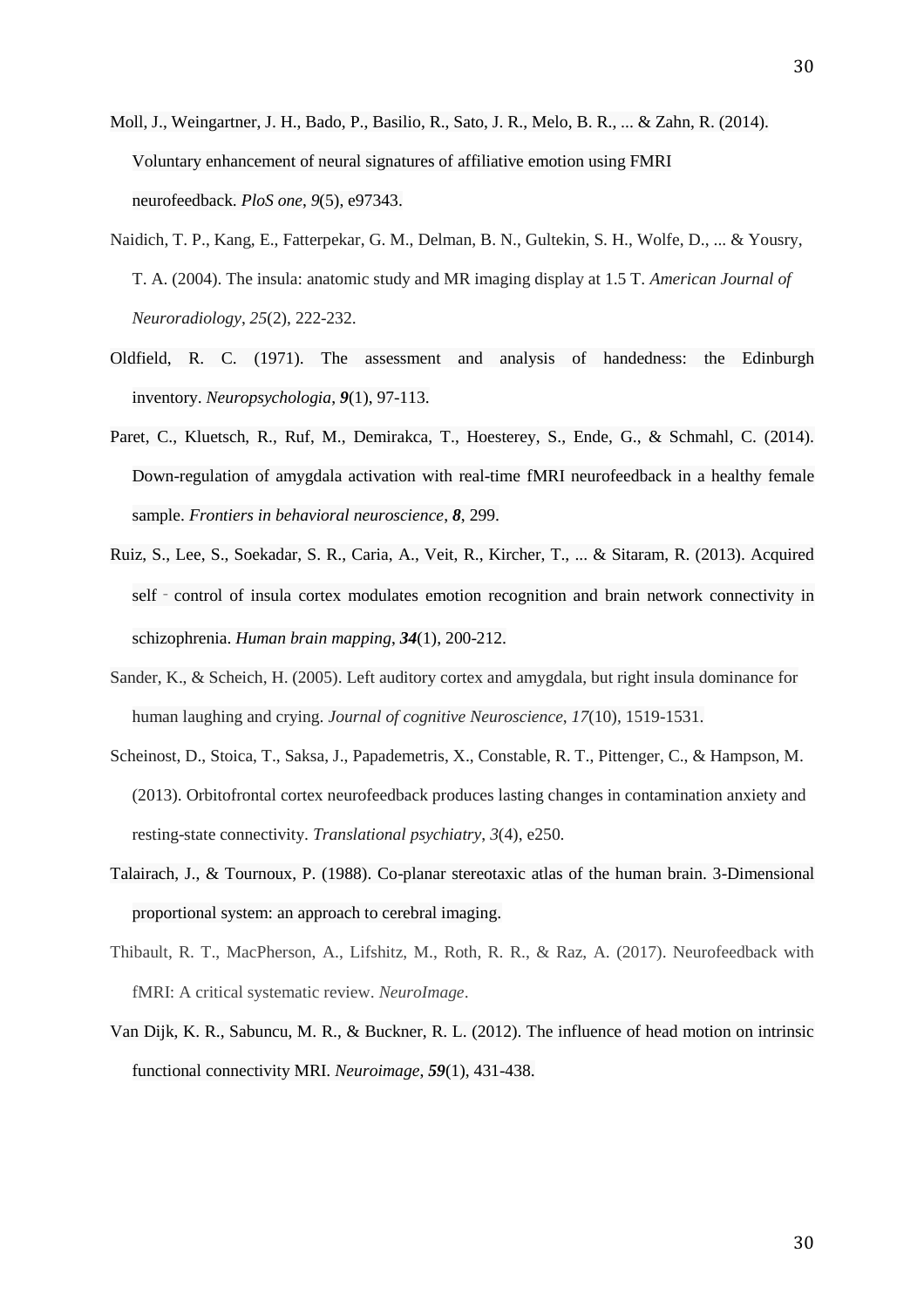Moll, J., Weingartner, J. H., Bado, P., Basilio, R., Sato, J. R., Melo, B. R., ... & Zahn, R. (2014). Voluntary enhancement of neural signatures of affiliative emotion using FMRI neurofeedback. *PloS one*, *9*(5), e97343.

Naidich, T. P., Kang, E., Fatterpekar, G. M., Delman, B. N., Gultekin, S. H., Wolfe, D., ... & Yousry, T. A. (2004). The insula: anatomic study and MR imaging display at 1.5 T. *American Journal of Neuroradiology*, *25*(2), 222-232.

Oldfield, R. C. (1971). The assessment and analysis of handedness: the Edinburgh inventory. *Neuropsychologia*, ***9***(1), 97-113.

Paret, C., Kluetsch, R., Ruf, M., Demirakca, T., Hoesterey, S., Ende, G., & Schmahl, C. (2014). Down-regulation of amygdala activation with real-time fMRI neurofeedback in a healthy female sample. *Frontiers in behavioral neuroscience*, ***8***, 299.

Ruiz, S., Lee, S., Soekadar, S. R., Caria, A., Veit, R., Kircher, T., ... & Sitaram, R. (2013). Acquired self‐control of insula cortex modulates emotion recognition and brain network connectivity in schizophrenia. *Human brain mapping*, ***34***(1), 200-212.

Sander, K., & Scheich, H. (2005). Left auditory cortex and amygdala, but right insula dominance for human laughing and crying. *Journal of cognitive Neuroscience*, *17*(10), 1519-1531.

Scheinost, D., Stoica, T., Saksa, J., Papademetris, X., Constable, R. T., Pittenger, C., & Hampson, M. (2013). Orbitofrontal cortex neurofeedback produces lasting changes in contamination anxiety and resting-state connectivity. *Translational psychiatry*, *3*(4), e250.

Talairach, J., & Tournoux, P. (1988). Co-planar stereotaxic atlas of the human brain. 3-Dimensional proportional system: an approach to cerebral imaging.

Thibault, R. T., MacPherson, A., Lifshitz, M., Roth, R. R., & Raz, A. (2017). Neurofeedback with fMRI: A critical systematic review. *NeuroImage*.

Van Dijk, K. R., Sabuncu, M. R., & Buckner, R. L. (2012). The influence of head motion on intrinsic functional connectivity MRI. *Neuroimage*, ***59***(1), 431-438.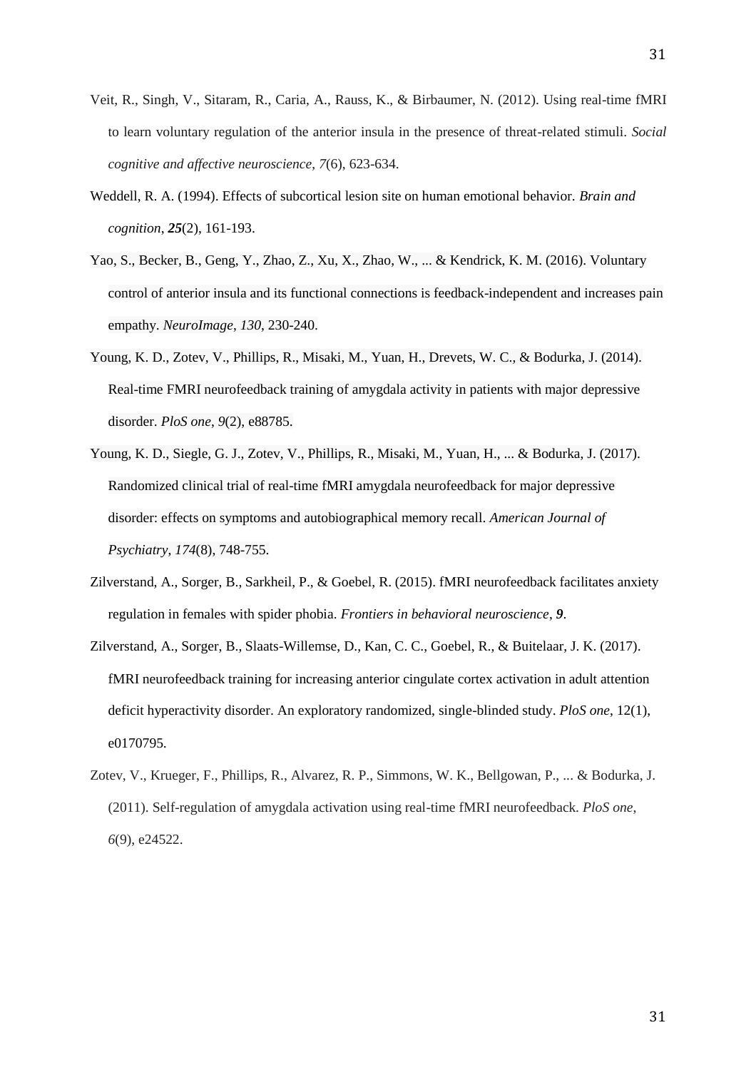Veit, R., Singh, V., Sitaram, R., Caria, A., Rauss, K., & Birbaumer, N. (2012). Using real-time fMRI to learn voluntary regulation of the anterior insula in the presence of threat-related stimuli. *Social cognitive and affective neuroscience*, *7*(6), 623-634.

Weddell, R. A. (1994). Effects of subcortical lesion site on human emotional behavior. *Brain and cognition*, ***25***(2), 161-193.

Yao, S., Becker, B., Geng, Y., Zhao, Z., Xu, X., Zhao, W., ... & Kendrick, K. M. (2016). Voluntary control of anterior insula and its functional connections is feedback-independent and increases pain empathy. *NeuroImage*, *130*, 230-240.

Young, K. D., Zotev, V., Phillips, R., Misaki, M., Yuan, H., Drevets, W. C., & Bodurka, J. (2014). Real-time FMRI neurofeedback training of amygdala activity in patients with major depressive disorder. *PloS one*, *9*(2), e88785.

Young, K. D., Siegle, G. J., Zotev, V., Phillips, R., Misaki, M., Yuan, H., ... & Bodurka, J. (2017). Randomized clinical trial of real-time fMRI amygdala neurofeedback for major depressive disorder: effects on symptoms and autobiographical memory recall. *American Journal of Psychiatry*, *174*(8), 748-755.

Zilverstand, A., Sorger, B., Sarkheil, P., & Goebel, R. (2015). fMRI neurofeedback facilitates anxiety regulation in females with spider phobia. *Frontiers in behavioral neuroscience*, ***9***.

Zilverstand, A., Sorger, B., Slaats-Willemse, D., Kan, C. C., Goebel, R., & Buitelaar, J. K. (2017). fMRI neurofeedback training for increasing anterior cingulate cortex activation in adult attention deficit hyperactivity disorder. An exploratory randomized, single-blinded study. *PloS one*, 12(1), e0170795.

Zotev, V., Krueger, F., Phillips, R., Alvarez, R. P., Simmons, W. K., Bellgowan, P., ... & Bodurka, J. (2011). Self-regulation of amygdala activation using real-time fMRI neurofeedback. *PloS one*, *6*(9), e24522.